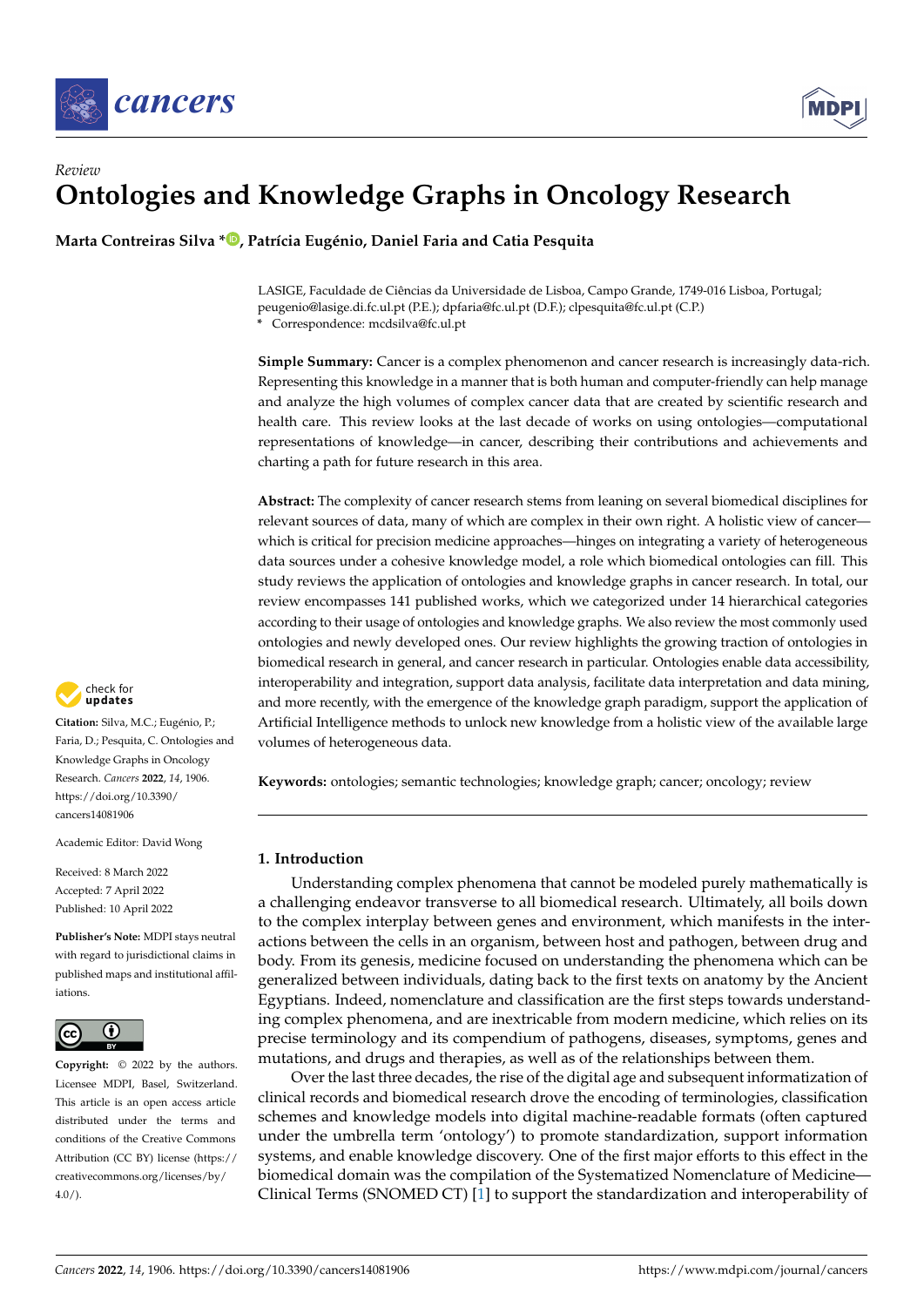*Review*

# Ontologies and Knowledge Graphs in Oncology Research

**Marta Contreiras Silva \*, Patrícia Eugénio, Daniel Faria and Catia Pesquita**

LASIGE, Faculdade de Ciências da Universidade de Lisboa, Campo Grande, 1749-016 Lisboa, Portugal; peugenio@lasige.di.fc.ul.pt (P.E.); dpfaria@fc.ul.pt (D.F.); clpesquita@fc.ul.pt (C.P.)
\* Correspondence: mcdsilva@fc.ul.pt

**Simple Summary:** Cancer is a complex phenomenon and cancer research is increasingly data-rich. Representing this knowledge in a manner that is both human and computer-friendly can help manage and analyze the high volumes of complex cancer data that are created by scientific research and health care. This review looks at the last decade of works on using ontologies—computational representations of knowledge—in cancer, describing their contributions and achievements and charting a path for future research in this area.

**Abstract:** The complexity of cancer research stems from leaning on several biomedical disciplines for relevant sources of data, many of which are complex in their own right. A holistic view of cancer—which is critical for precision medicine approaches—hinges on integrating a variety of heterogeneous data sources under a cohesive knowledge model, a role which biomedical ontologies can fill. This study reviews the application of ontologies and knowledge graphs in cancer research. In total, our review encompasses 141 published works, which we categorized under 14 hierarchical categories according to their usage of ontologies and knowledge graphs. We also review the most commonly used ontologies and newly developed ones. Our review highlights the growing traction of ontologies in biomedical research in general, and cancer research in particular. Ontologies enable data accessibility, interoperability and integration, support data analysis, facilitate data interpretation and data mining, and more recently, with the emergence of the knowledge graph paradigm, support the application of Artificial Intelligence methods to unlock new knowledge from a holistic view of the available large volumes of heterogeneous data.

**Keywords:** ontologies; semantic technologies; knowledge graph; cancer; oncology; review

**Citation:** Silva, M.C.; Eugénio, P.; Faria, D.; Pesquita, C. Ontologies and Knowledge Graphs in Oncology Research. *Cancers* **2022**, *14*, 1906. https://doi.org/10.3390/cancers14081906

Academic Editor: David Wong

Received: 8 March 2022
Accepted: 7 April 2022
Published: 10 April 2022

**Publisher's Note:** MDPI stays neutral with regard to jurisdictional claims in published maps and institutional affiliations.

**Copyright:** © 2022 by the authors. Licensee MDPI, Basel, Switzerland. This article is an open access article distributed under the terms and conditions of the Creative Commons Attribution (CC BY) license (https://creativecommons.org/licenses/by/4.0/).

## 1. Introduction

Understanding complex phenomena that cannot be modeled purely mathematically is a challenging endeavor transverse to all biomedical research. Ultimately, all boils down to the complex interplay between genes and environment, which manifests in the interactions between the cells in an organism, between host and pathogen, between drug and body. From its genesis, medicine focused on understanding the phenomena which can be generalized between individuals, dating back to the first texts on anatomy by the Ancient Egyptians. Indeed, nomenclature and classification are the first steps towards understanding complex phenomena, and are inextricable from modern medicine, which relies on its precise terminology and its compendium of pathogens, diseases, symptoms, genes and mutations, and drugs and therapies, as well as of the relationships between them.

Over the last three decades, the rise of the digital age and subsequent informatization of clinical records and biomedical research drove the encoding of terminologies, classification schemes and knowledge models into digital machine-readable formats (often captured under the umbrella term 'ontology') to promote standardization, support information systems, and enable knowledge discovery. One of the first major efforts to this effect in the biomedical domain was the compilation of the Systematized Nomenclature of Medicine—Clinical Terms (SNOMED CT) [1] to support the standardization and interoperability of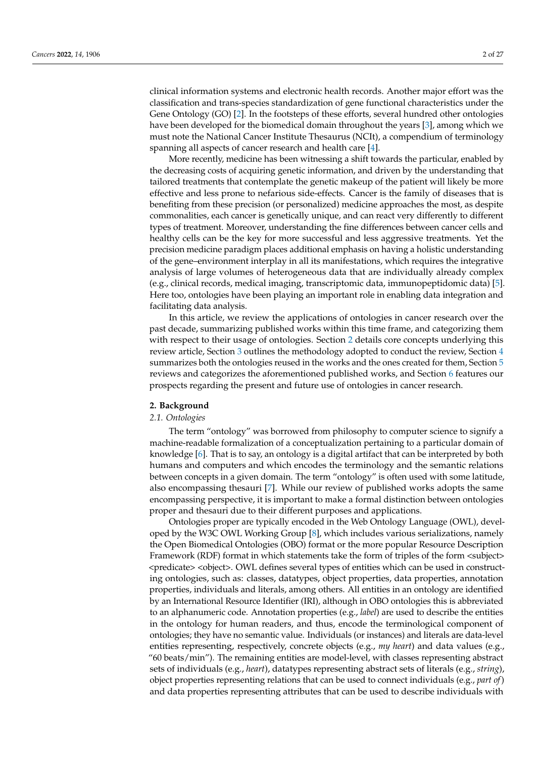clinical information systems and electronic health records. Another major effort was the classification and trans-species standardization of gene functional characteristics under the Gene Ontology (GO) [2]. In the footsteps of these efforts, several hundred other ontologies have been developed for the biomedical domain throughout the years [3], among which we must note the National Cancer Institute Thesaurus (NCIt), a compendium of terminology spanning all aspects of cancer research and health care [4].

More recently, medicine has been witnessing a shift towards the particular, enabled by the decreasing costs of acquiring genetic information, and driven by the understanding that tailored treatments that contemplate the genetic makeup of the patient will likely be more effective and less prone to nefarious side-effects. Cancer is the family of diseases that is benefiting from these precision (or personalized) medicine approaches the most, as despite commonalities, each cancer is genetically unique, and can react very differently to different types of treatment. Moreover, understanding the fine differences between cancer cells and healthy cells can be the key for more successful and less aggressive treatments. Yet the precision medicine paradigm places additional emphasis on having a holistic understanding of the gene–environment interplay in all its manifestations, which requires the integrative analysis of large volumes of heterogeneous data that are individually already complex (e.g., clinical records, medical imaging, transcriptomic data, immunopeptidomic data) [5]. Here too, ontologies have been playing an important role in enabling data integration and facilitating data analysis.

In this article, we review the applications of ontologies in cancer research over the past decade, summarizing published works within this time frame, and categorizing them with respect to their usage of ontologies. Section 2 details core concepts underlying this review article, Section 3 outlines the methodology adopted to conduct the review, Section 4 summarizes both the ontologies reused in the works and the ones created for them, Section 5 reviews and categorizes the aforementioned published works, and Section 6 features our prospects regarding the present and future use of ontologies in cancer research.

## 2. Background

### 2.1. Ontologies

The term "ontology" was borrowed from philosophy to computer science to signify a machine-readable formalization of a conceptualization pertaining to a particular domain of knowledge [6]. That is to say, an ontology is a digital artifact that can be interpreted by both humans and computers and which encodes the terminology and the semantic relations between concepts in a given domain. The term "ontology" is often used with some latitude, also encompassing thesauri [7]. While our review of published works adopts the same encompassing perspective, it is important to make a formal distinction between ontologies proper and thesauri due to their different purposes and applications.

Ontologies proper are typically encoded in the Web Ontology Language (OWL), developed by the W3C OWL Working Group [8], which includes various serializations, namely the Open Biomedical Ontologies (OBO) format or the more popular Resource Description Framework (RDF) format in which statements take the form of triples of the form <subject> <predicate> <object>. OWL defines several types of entities which can be used in constructing ontologies, such as: classes, datatypes, object properties, data properties, annotation properties, individuals and literals, among others. All entities in an ontology are identified by an International Resource Identifier (IRI), although in OBO ontologies this is abbreviated to an alphanumeric code. Annotation properties (e.g., *label*) are used to describe the entities in the ontology for human readers, and thus, encode the terminological component of ontologies; they have no semantic value. Individuals (or instances) and literals are data-level entities representing, respectively, concrete objects (e.g., *my heart*) and data values (e.g., "60 beats/min"). The remaining entities are model-level, with classes representing abstract sets of individuals (e.g., *heart*), datatypes representing abstract sets of literals (e.g., *string*), object properties representing relations that can be used to connect individuals (e.g., *part of*) and data properties representing attributes that can be used to describe individuals with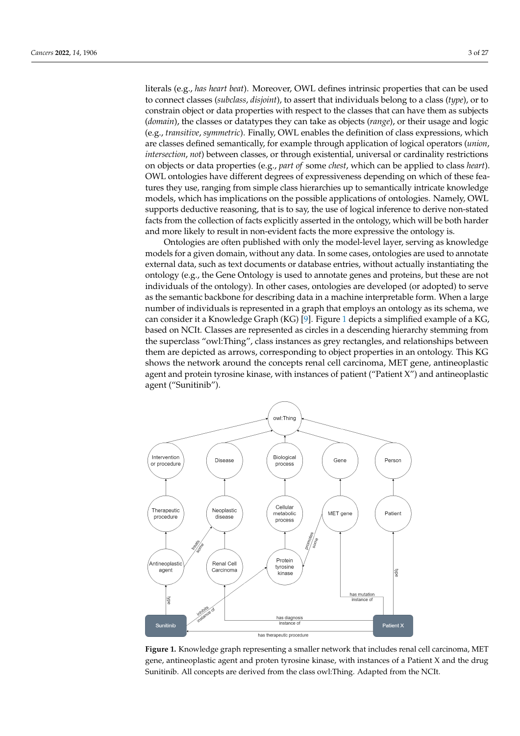literals (e.g., *has heart beat*). Moreover, OWL defines intrinsic properties that can be used to connect classes (*subclass*, *disjoint*), to assert that individuals belong to a class (*type*), or to constrain object or data properties with respect to the classes that can have them as subjects (*domain*), the classes or datatypes they can take as objects (*range*), or their usage and logic (e.g., *transitive*, *symmetric*). Finally, OWL enables the definition of class expressions, which are classes defined semantically, for example through application of logical operators (*union*, *intersection*, *not*) between classes, or through existential, universal or cardinality restrictions on objects or data properties (e.g., *part of* some *chest*, which can be applied to class *heart*). OWL ontologies have different degrees of expressiveness depending on which of these features they use, ranging from simple class hierarchies up to semantically intricate knowledge models, which has implications on the possible applications of ontologies. Namely, OWL supports deductive reasoning, that is to say, the use of logical inference to derive non-stated facts from the collection of facts explicitly asserted in the ontology, which will be both harder and more likely to result in non-evident facts the more expressive the ontology is.

Ontologies are often published with only the model-level layer, serving as knowledge models for a given domain, without any data. In some cases, ontologies are used to annotate external data, such as text documents or database entries, without actually instantiating the ontology (e.g., the Gene Ontology is used to annotate genes and proteins, but these are not individuals of the ontology). In other cases, ontologies are developed (or adopted) to serve as the semantic backbone for describing data in a machine interpretable form. When a large number of individuals is represented in a graph that employs an ontology as its schema, we can consider it a Knowledge Graph (KG) [9]. Figure 1 depicts a simplified example of a KG, based on NCIt. Classes are represented as circles in a descending hierarchy stemming from the superclass "owl:Thing", class instances as grey rectangles, and relationships between them are depicted as arrows, corresponding to object properties in an ontology. This KG shows the network around the concepts renal cell carcinoma, MET gene, antineoplastic agent and protein tyrosine kinase, with instances of patient ("Patient X") and antineoplastic agent ("Sunitinib").

**Figure 1.** Knowledge graph representing a smaller network that includes renal cell carcinoma, MET gene, antineoplastic agent and proten tyrosine kinase, with instances of a Patient X and the drug Sunitinib. All concepts are derived from the class owl:Thing. Adapted from the NCIt.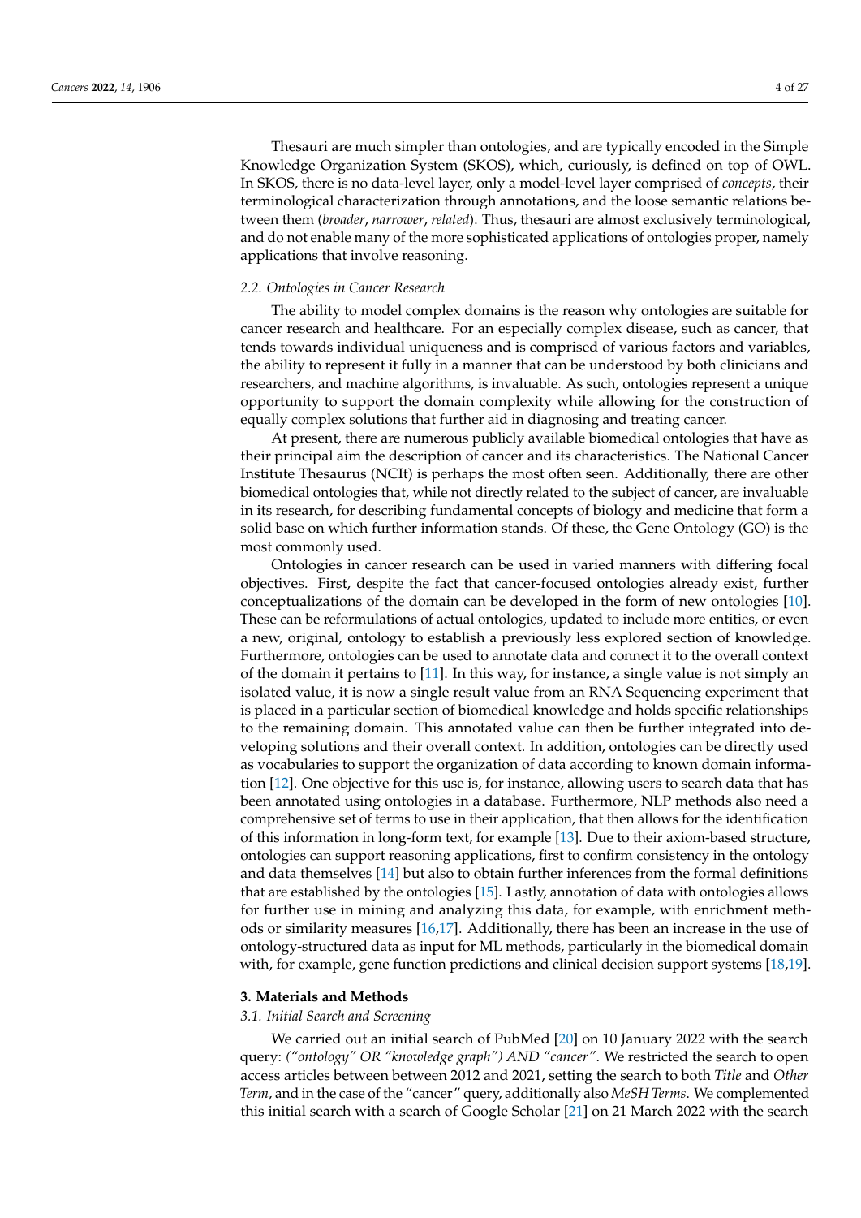Thesauri are much simpler than ontologies, and are typically encoded in the Simple Knowledge Organization System (SKOS), which, curiously, is defined on top of OWL. In SKOS, there is no data-level layer, only a model-level layer comprised of *concepts*, their terminological characterization through annotations, and the loose semantic relations between them (*broader*, *narrower*, *related*). Thus, thesauri are almost exclusively terminological, and do not enable many of the more sophisticated applications of ontologies proper, namely applications that involve reasoning.

### 2.2. Ontologies in Cancer Research

The ability to model complex domains is the reason why ontologies are suitable for cancer research and healthcare. For an especially complex disease, such as cancer, that tends towards individual uniqueness and is comprised of various factors and variables, the ability to represent it fully in a manner that can be understood by both clinicians and researchers, and machine algorithms, is invaluable. As such, ontologies represent a unique opportunity to support the domain complexity while allowing for the construction of equally complex solutions that further aid in diagnosing and treating cancer.

At present, there are numerous publicly available biomedical ontologies that have as their principal aim the description of cancer and its characteristics. The National Cancer Institute Thesaurus (NCIt) is perhaps the most often seen. Additionally, there are other biomedical ontologies that, while not directly related to the subject of cancer, are invaluable in its research, for describing fundamental concepts of biology and medicine that form a solid base on which further information stands. Of these, the Gene Ontology (GO) is the most commonly used.

Ontologies in cancer research can be used in varied manners with differing focal objectives. First, despite the fact that cancer-focused ontologies already exist, further conceptualizations of the domain can be developed in the form of new ontologies [10]. These can be reformulations of actual ontologies, updated to include more entities, or even a new, original, ontology to establish a previously less explored section of knowledge. Furthermore, ontologies can be used to annotate data and connect it to the overall context of the domain it pertains to [11]. In this way, for instance, a single value is not simply an isolated value, it is now a single result value from an RNA Sequencing experiment that is placed in a particular section of biomedical knowledge and holds specific relationships to the remaining domain. This annotated value can then be further integrated into developing solutions and their overall context. In addition, ontologies can be directly used as vocabularies to support the organization of data according to known domain information [12]. One objective for this use is, for instance, allowing users to search data that has been annotated using ontologies in a database. Furthermore, NLP methods also need a comprehensive set of terms to use in their application, that then allows for the identification of this information in long-form text, for example [13]. Due to their axiom-based structure, ontologies can support reasoning applications, first to confirm consistency in the ontology and data themselves [14] but also to obtain further inferences from the formal definitions that are established by the ontologies [15]. Lastly, annotation of data with ontologies allows for further use in mining and analyzing this data, for example, with enrichment methods or similarity measures [16,17]. Additionally, there has been an increase in the use of ontology-structured data as input for ML methods, particularly in the biomedical domain with, for example, gene function predictions and clinical decision support systems [18,19].

## 3. Materials and Methods

### 3.1. Initial Search and Screening

We carried out an initial search of PubMed [20] on 10 January 2022 with the search query: *("ontology" OR "knowledge graph") AND "cancer"*. We restricted the search to open access articles between between 2012 and 2021, setting the search to both *Title* and *Other Term*, and in the case of the "cancer" query, additionally also *MeSH Terms*. We complemented this initial search with a search of Google Scholar [21] on 21 March 2022 with the search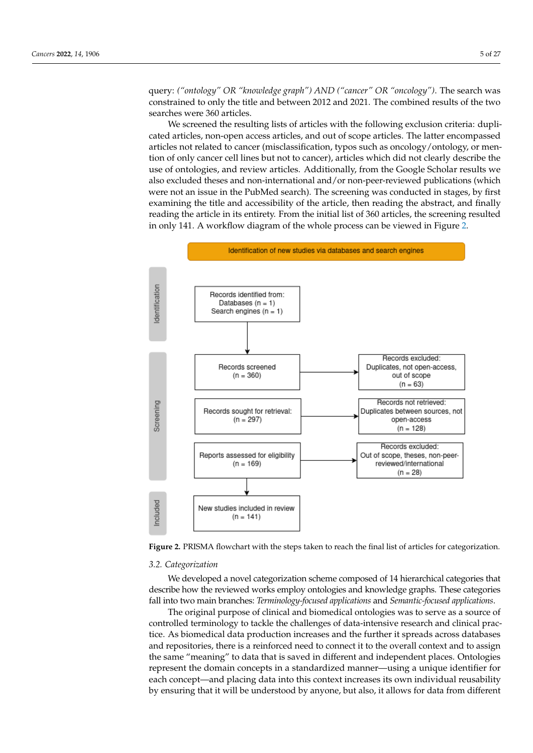query: *("ontology" OR "knowledge graph") AND ("cancer" OR "oncology")*. The search was constrained to only the title and between 2012 and 2021. The combined results of the two searches were 360 articles.

We screened the resulting lists of articles with the following exclusion criteria: duplicated articles, non-open access articles, and out of scope articles. The latter encompassed articles not related to cancer (misclassification, typos such as oncology/ontology, or mention of only cancer cell lines but not to cancer), articles which did not clearly describe the use of ontologies, and review articles. Additionally, from the Google Scholar results we also excluded theses and non-international and/or non-peer-reviewed publications (which were not an issue in the PubMed search). The screening was conducted in stages, by first examining the title and accessibility of the article, then reading the abstract, and finally reading the article in its entirety. From the initial list of 360 articles, the screening resulted in only 141. A workflow diagram of the whole process can be viewed in Figure 2.

**Identification of new studies via databases and search engines**

**Identification**

- Records identified from: Databases (n = 1), Search engines (n = 1)

**Screening**

- Records screened (n = 360) → Records excluded: Duplicates, not open-access, out of scope (n = 63)
- Records sought for retrieval: (n = 297) → Records not retrieved: Duplicates between sources, not open-access (n = 128)
- Reports assessed for eligibility (n = 169) → Records excluded: Out of scope, theses, non-peer-reviewed/international (n = 28)

**Included**

- New studies included in review (n = 141)

**Figure 2.** PRISMA flowchart with the steps taken to reach the final list of articles for categorization.

### 3.2. Categorization

We developed a novel categorization scheme composed of 14 hierarchical categories that describe how the reviewed works employ ontologies and knowledge graphs. These categories fall into two main branches: *Terminology-focused applications* and *Semantic-focused applications*.

The original purpose of clinical and biomedical ontologies was to serve as a source of controlled terminology to tackle the challenges of data-intensive research and clinical practice. As biomedical data production increases and the further it spreads across databases and repositories, there is a reinforced need to connect it to the overall context and to assign the same "meaning" to data that is saved in different and independent places. Ontologies represent the domain concepts in a standardized manner—using a unique identifier for each concept—and placing data into this context increases its own individual reusability by ensuring that it will be understood by anyone, but also, it allows for data from different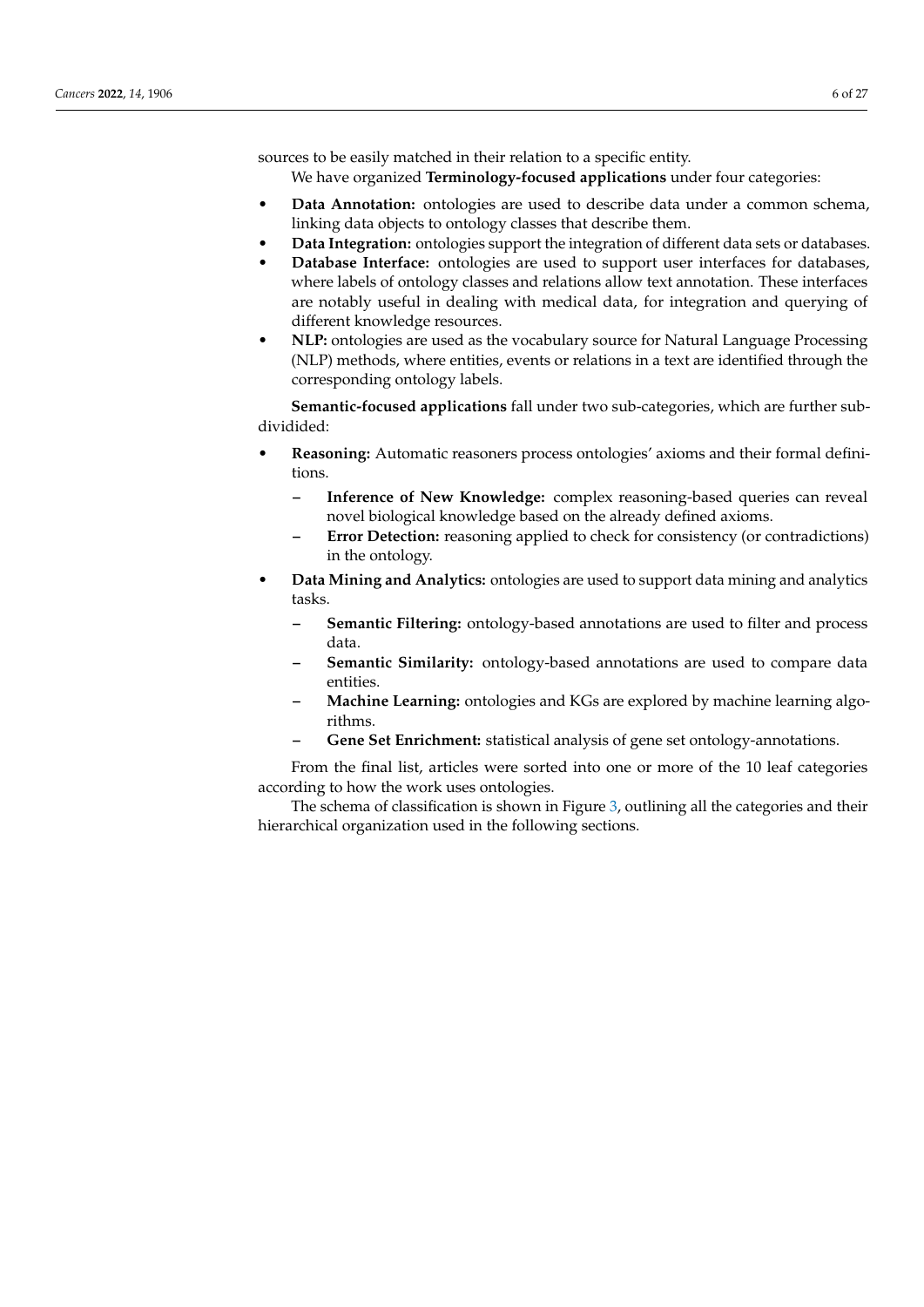sources to be easily matched in their relation to a specific entity.

We have organized **Terminology-focused applications** under four categories:

- **Data Annotation:** ontologies are used to describe data under a common schema, linking data objects to ontology classes that describe them.
- **Data Integration:** ontologies support the integration of different data sets or databases.
- **Database Interface:** ontologies are used to support user interfaces for databases, where labels of ontology classes and relations allow text annotation. These interfaces are notably useful in dealing with medical data, for integration and querying of different knowledge resources.
- **NLP:** ontologies are used as the vocabulary source for Natural Language Processing (NLP) methods, where entities, events or relations in a text are identified through the corresponding ontology labels.

**Semantic-focused applications** fall under two sub-categories, which are further subdividided:

- **Reasoning:** Automatic reasoners process ontologies' axioms and their formal definitions.
  - **Inference of New Knowledge:** complex reasoning-based queries can reveal novel biological knowledge based on the already defined axioms.
  - **Error Detection:** reasoning applied to check for consistency (or contradictions) in the ontology.
- **Data Mining and Analytics:** ontologies are used to support data mining and analytics tasks.
  - **Semantic Filtering:** ontology-based annotations are used to filter and process data.
  - **Semantic Similarity:** ontology-based annotations are used to compare data entities.
  - **Machine Learning:** ontologies and KGs are explored by machine learning algorithms.
  - **Gene Set Enrichment:** statistical analysis of gene set ontology-annotations.

From the final list, articles were sorted into one or more of the 10 leaf categories according to how the work uses ontologies.

The schema of classification is shown in Figure 3, outlining all the categories and their hierarchical organization used in the following sections.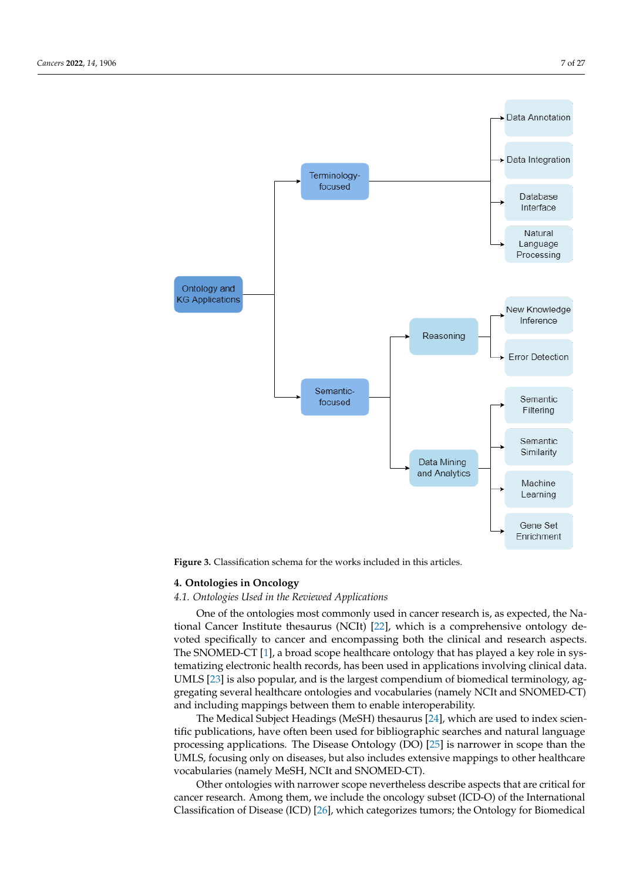Figure 3. Classification schema for the works included in this articles.

## 4. Ontologies in Oncology

### 4.1. Ontologies Used in the Reviewed Applications

One of the ontologies most commonly used in cancer research is, as expected, the National Cancer Institute thesaurus (NCIt) [22], which is a comprehensive ontology devoted specifically to cancer and encompassing both the clinical and research aspects. The SNOMED-CT [1], a broad scope healthcare ontology that has played a key role in systematizing electronic health records, has been used in applications involving clinical data. UMLS [23] is also popular, and is the largest compendium of biomedical terminology, aggregating several healthcare ontologies and vocabularies (namely NCIt and SNOMED-CT) and including mappings between them to enable interoperability.

The Medical Subject Headings (MeSH) thesaurus [24], which are used to index scientific publications, have often been used for bibliographic searches and natural language processing applications. The Disease Ontology (DO) [25] is narrower in scope than the UMLS, focusing only on diseases, but also includes extensive mappings to other healthcare vocabularies (namely MeSH, NCIt and SNOMED-CT).

Other ontologies with narrower scope nevertheless describe aspects that are critical for cancer research. Among them, we include the oncology subset (ICD-O) of the International Classification of Disease (ICD) [26], which categorizes tumors; the Ontology for Biomedical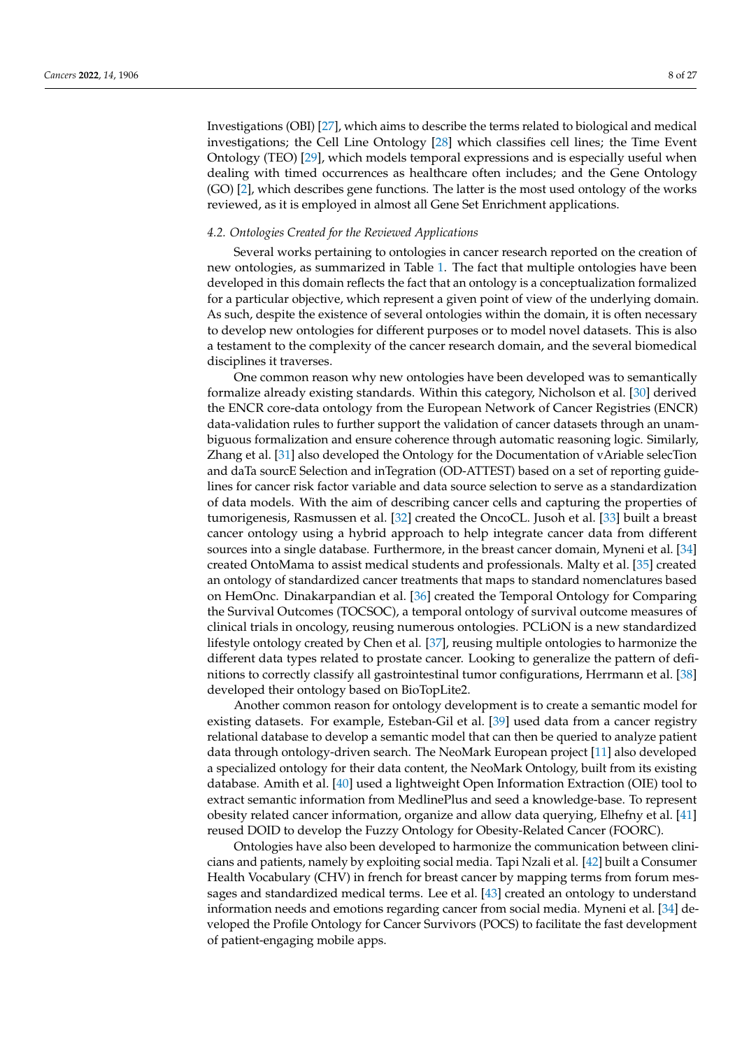Investigations (OBI) [27], which aims to describe the terms related to biological and medical investigations; the Cell Line Ontology [28] which classifies cell lines; the Time Event Ontology (TEO) [29], which models temporal expressions and is especially useful when dealing with timed occurrences as healthcare often includes; and the Gene Ontology (GO) [2], which describes gene functions. The latter is the most used ontology of the works reviewed, as it is employed in almost all Gene Set Enrichment applications.

### *4.2. Ontologies Created for the Reviewed Applications*

Several works pertaining to ontologies in cancer research reported on the creation of new ontologies, as summarized in Table 1. The fact that multiple ontologies have been developed in this domain reflects the fact that an ontology is a conceptualization formalized for a particular objective, which represent a given point of view of the underlying domain. As such, despite the existence of several ontologies within the domain, it is often necessary to develop new ontologies for different purposes or to model novel datasets. This is also a testament to the complexity of the cancer research domain, and the several biomedical disciplines it traverses.

One common reason why new ontologies have been developed was to semantically formalize already existing standards. Within this category, Nicholson et al. [30] derived the ENCR core-data ontology from the European Network of Cancer Registries (ENCR) data-validation rules to further support the validation of cancer datasets through an unambiguous formalization and ensure coherence through automatic reasoning logic. Similarly, Zhang et al. [31] also developed the Ontology for the Documentation of vAriable selecTion and daTa sourcE Selection and inTegration (OD-ATTEST) based on a set of reporting guidelines for cancer risk factor variable and data source selection to serve as a standardization of data models. With the aim of describing cancer cells and capturing the properties of tumorigenesis, Rasmussen et al. [32] created the OncoCL. Jusoh et al. [33] built a breast cancer ontology using a hybrid approach to help integrate cancer data from different sources into a single database. Furthermore, in the breast cancer domain, Myneni et al. [34] created OntoMama to assist medical students and professionals. Malty et al. [35] created an ontology of standardized cancer treatments that maps to standard nomenclatures based on HemOnc. Dinakarpandian et al. [36] created the Temporal Ontology for Comparing the Survival Outcomes (TOCSOC), a temporal ontology of survival outcome measures of clinical trials in oncology, reusing numerous ontologies. PCLiON is a new standardized lifestyle ontology created by Chen et al. [37], reusing multiple ontologies to harmonize the different data types related to prostate cancer. Looking to generalize the pattern of definitions to correctly classify all gastrointestinal tumor configurations, Herrmann et al. [38] developed their ontology based on BioTopLite2.

Another common reason for ontology development is to create a semantic model for existing datasets. For example, Esteban-Gil et al. [39] used data from a cancer registry relational database to develop a semantic model that can then be queried to analyze patient data through ontology-driven search. The NeoMark European project [11] also developed a specialized ontology for their data content, the NeoMark Ontology, built from its existing database. Amith et al. [40] used a lightweight Open Information Extraction (OIE) tool to extract semantic information from MedlinePlus and seed a knowledge-base. To represent obesity related cancer information, organize and allow data querying, Elhefny et al. [41] reused DOID to develop the Fuzzy Ontology for Obesity-Related Cancer (FOORC).

Ontologies have also been developed to harmonize the communication between clinicians and patients, namely by exploiting social media. Tapi Nzali et al. [42] built a Consumer Health Vocabulary (CHV) in french for breast cancer by mapping terms from forum messages and standardized medical terms. Lee et al. [43] created an ontology to understand information needs and emotions regarding cancer from social media. Myneni et al. [34] developed the Profile Ontology for Cancer Survivors (POCS) to facilitate the fast development of patient-engaging mobile apps.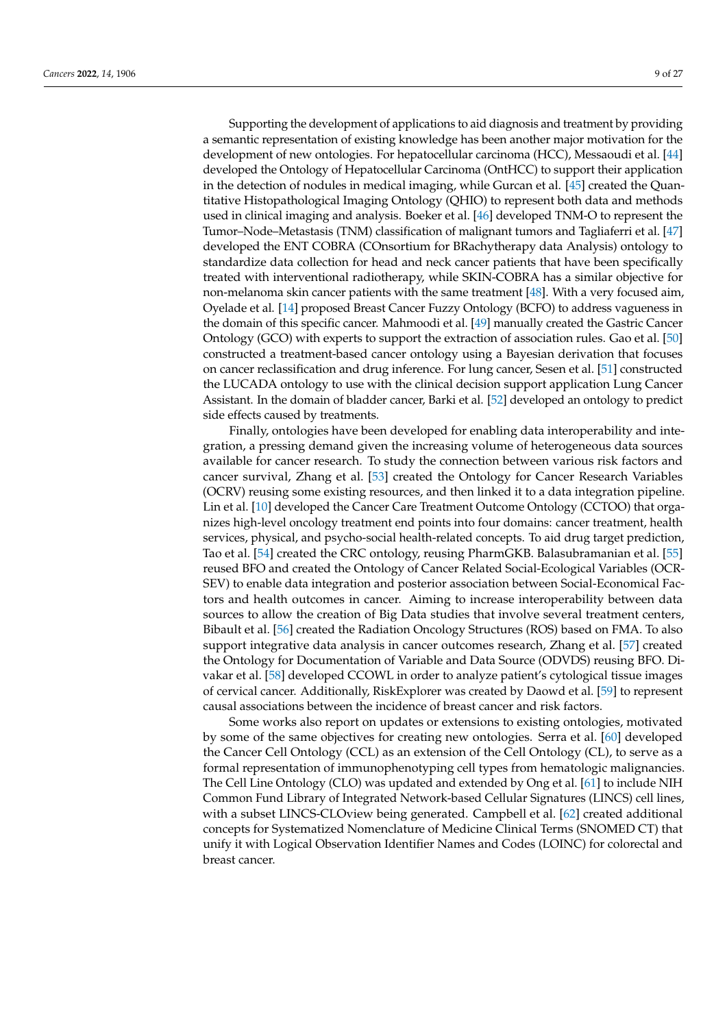Supporting the development of applications to aid diagnosis and treatment by providing a semantic representation of existing knowledge has been another major motivation for the development of new ontologies. For hepatocellular carcinoma (HCC), Messaoudi et al. [44] developed the Ontology of Hepatocellular Carcinoma (OntHCC) to support their application in the detection of nodules in medical imaging, while Gurcan et al. [45] created the Quantitative Histopathological Imaging Ontology (QHIO) to represent both data and methods used in clinical imaging and analysis. Boeker et al. [46] developed TNM-O to represent the Tumor–Node–Metastasis (TNM) classification of malignant tumors and Tagliaferri et al. [47] developed the ENT COBRA (COnsortium for BRachytherapy data Analysis) ontology to standardize data collection for head and neck cancer patients that have been specifically treated with interventional radiotherapy, while SKIN-COBRA has a similar objective for non-melanoma skin cancer patients with the same treatment [48]. With a very focused aim, Oyelade et al. [14] proposed Breast Cancer Fuzzy Ontology (BCFO) to address vagueness in the domain of this specific cancer. Mahmoodi et al. [49] manually created the Gastric Cancer Ontology (GCO) with experts to support the extraction of association rules. Gao et al. [50] constructed a treatment-based cancer ontology using a Bayesian derivation that focuses on cancer reclassification and drug inference. For lung cancer, Sesen et al. [51] constructed the LUCADA ontology to use with the clinical decision support application Lung Cancer Assistant. In the domain of bladder cancer, Barki et al. [52] developed an ontology to predict side effects caused by treatments.

Finally, ontologies have been developed for enabling data interoperability and integration, a pressing demand given the increasing volume of heterogeneous data sources available for cancer research. To study the connection between various risk factors and cancer survival, Zhang et al. [53] created the Ontology for Cancer Research Variables (OCRV) reusing some existing resources, and then linked it to a data integration pipeline. Lin et al. [10] developed the Cancer Care Treatment Outcome Ontology (CCTOO) that organizes high-level oncology treatment end points into four domains: cancer treatment, health services, physical, and psycho-social health-related concepts. To aid drug target prediction, Tao et al. [54] created the CRC ontology, reusing PharmGKB. Balasubramanian et al. [55] reused BFO and created the Ontology of Cancer Related Social-Ecological Variables (OCR-SEV) to enable data integration and posterior association between Social-Economical Factors and health outcomes in cancer. Aiming to increase interoperability between data sources to allow the creation of Big Data studies that involve several treatment centers, Bibault et al. [56] created the Radiation Oncology Structures (ROS) based on FMA. To also support integrative data analysis in cancer outcomes research, Zhang et al. [57] created the Ontology for Documentation of Variable and Data Source (ODVDS) reusing BFO. Divakar et al. [58] developed CCOWL in order to analyze patient's cytological tissue images of cervical cancer. Additionally, RiskExplorer was created by Daowd et al. [59] to represent causal associations between the incidence of breast cancer and risk factors.

Some works also report on updates or extensions to existing ontologies, motivated by some of the same objectives for creating new ontologies. Serra et al. [60] developed the Cancer Cell Ontology (CCL) as an extension of the Cell Ontology (CL), to serve as a formal representation of immunophenotyping cell types from hematologic malignancies. The Cell Line Ontology (CLO) was updated and extended by Ong et al. [61] to include NIH Common Fund Library of Integrated Network-based Cellular Signatures (LINCS) cell lines, with a subset LINCS-CLOview being generated. Campbell et al. [62] created additional concepts for Systematized Nomenclature of Medicine Clinical Terms (SNOMED CT) that unify it with Logical Observation Identifier Names and Codes (LOINC) for colorectal and breast cancer.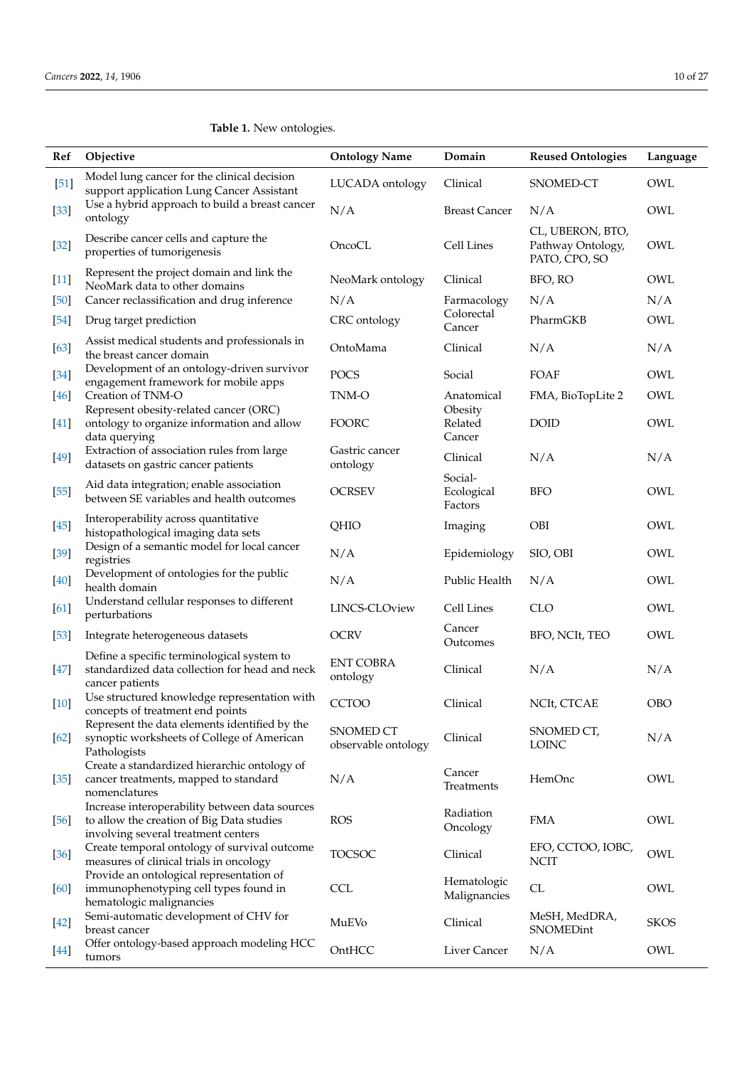**Table 1.** New ontologies.

| Ref | Objective | Ontology Name | Domain | Reused Ontologies | Language |
|---|---|---|---|---|---|
| [51] | Model lung cancer for the clinical decision support application Lung Cancer Assistant | LUCADA ontology | Clinical | SNOMED-CT | OWL |
| [33] | Use a hybrid approach to build a breast cancer ontology | N/A | Breast Cancer | N/A | OWL |
| [32] | Describe cancer cells and capture the properties of tumorigenesis | OncoCL | Cell Lines | CL, UBERON, BTO, Pathway Ontology, PATO, CPO, SO | OWL |
| [11] | Represent the project domain and link the NeoMark data to other domains | NeoMark ontology | Clinical | BFO, RO | OWL |
| [50] | Cancer reclassification and drug inference | N/A | Farmacology | N/A | N/A |
| [54] | Drug target prediction | CRC ontology | Colorectal Cancer | PharmGKB | OWL |
| [63] | Assist medical students and professionals in the breast cancer domain | OntoMama | Clinical | N/A | N/A |
| [34] | Development of an ontology-driven survivor engagement framework for mobile apps | POCS | Social | FOAF | OWL |
| [46] | Creation of TNM-O | TNM-O | Anatomical | FMA, BioTopLite 2 | OWL |
| [41] | Represent obesity-related cancer (ORC) ontology to organize information and allow data querying | FOORC | Obesity Related Cancer | DOID | OWL |
| [49] | Extraction of association rules from large datasets on gastric cancer patients | Gastric cancer ontology | Clinical | N/A | N/A |
| [55] | Aid data integration; enable association between SE variables and health outcomes | OCRSEV | Social-Ecological Factors | BFO | OWL |
| [45] | Interoperability across quantitative histopathological imaging data sets | QHIO | Imaging | OBI | OWL |
| [39] | Design of a semantic model for local cancer registries | N/A | Epidemiology | SIO, OBI | OWL |
| [40] | Development of ontologies for the public health domain | N/A | Public Health | N/A | OWL |
| [61] | Understand cellular responses to different perturbations | LINCS-CLOview | Cell Lines | CLO | OWL |
| [53] | Integrate heterogeneous datasets | OCRV | Cancer Outcomes | BFO, NCIt, TEO | OWL |
| [47] | Define a specific terminological system to standardized data collection for head and neck cancer patients | ENT COBRA ontology | Clinical | N/A | N/A |
| [10] | Use structured knowledge representation with concepts of treatment end points | CCTOO | Clinical | NCIt, CTCAE | OBO |
| [62] | Represent the data elements identified by the synoptic worksheets of College of American Pathologists | SNOMED CT observable ontology | Clinical | SNOMED CT, LOINC | N/A |
| [35] | Create a standardized hierarchic ontology of cancer treatments, mapped to standard nomenclatures | N/A | Cancer Treatments | HemOnc | OWL |
| [56] | Increase interoperability between data sources to allow the creation of Big Data studies involving several treatment centers | ROS | Radiation Oncology | FMA | OWL |
| [36] | Create temporal ontology of survival outcome measures of clinical trials in oncology | TOCSOC | Clinical | EFO, CCTOO, IOBC, NCIT | OWL |
| [60] | Provide an ontological representation of immunophenotyping cell types found in hematologic malignancies | CCL | Hematologic Malignancies | CL | OWL |
| [42] | Semi-automatic development of CHV for breast cancer | MuEVo | Clinical | MeSH, MedDRA, SNOMEDint | SKOS |
| [44] | Offer ontology-based approach modeling HCC tumors | OntHCC | Liver Cancer | N/A | OWL |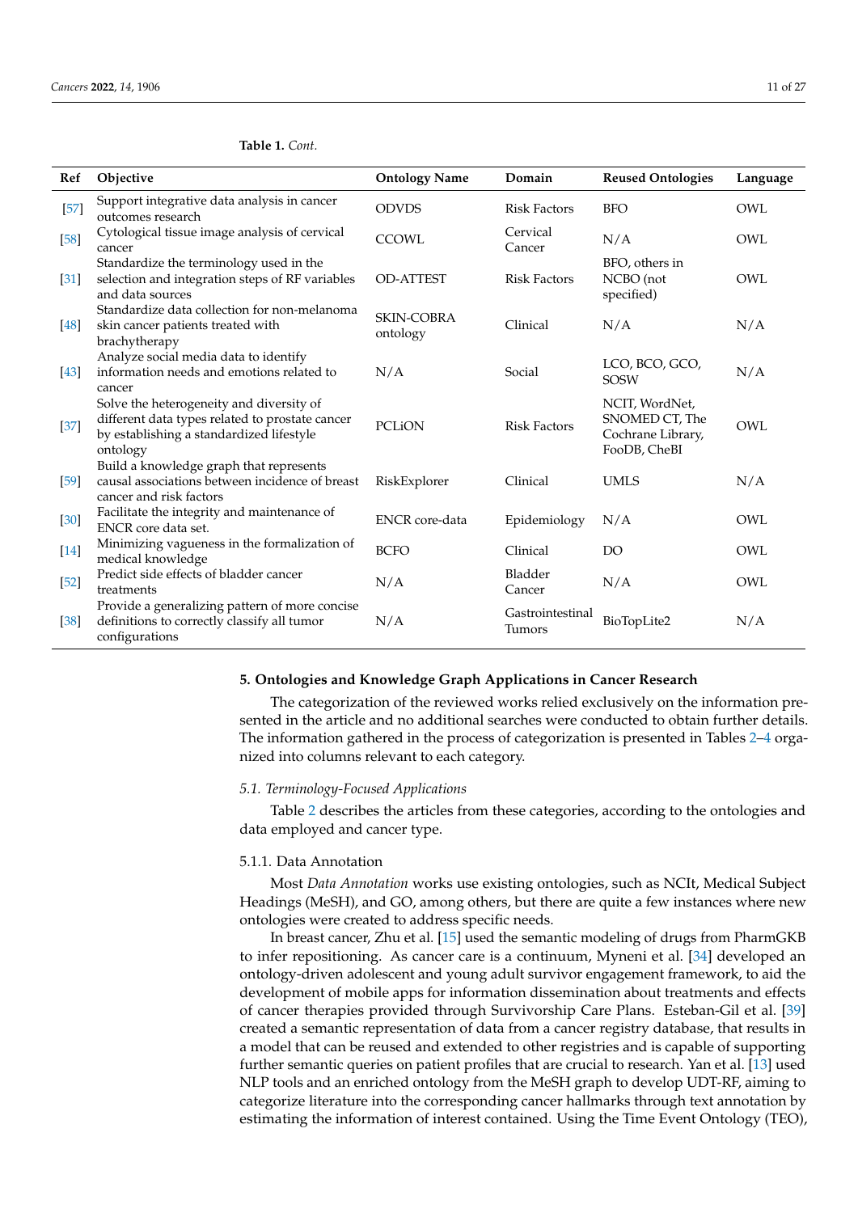**Table 1.** *Cont.*

| Ref | Objective | Ontology Name | Domain | Reused Ontologies | Language |
|---|---|---|---|---|---|
| [57] | Support integrative data analysis in cancer outcomes research | ODVDS | Risk Factors | BFO | OWL |
| [58] | Cytological tissue image analysis of cervical cancer | CCOWL | Cervical Cancer | N/A | OWL |
| [31] | Standardize the terminology used in the selection and integration steps of RF variables and data sources | OD-ATTEST | Risk Factors | BFO, others in NCBO (not specified) | OWL |
| [48] | Standardize data collection for non-melanoma skin cancer patients treated with brachytherapy | SKIN-COBRA ontology | Clinical | N/A | N/A |
| [43] | Analyze social media data to identify information needs and emotions related to cancer | N/A | Social | LCO, BCO, GCO, SOSW | N/A |
| [37] | Solve the heterogeneity and diversity of different data types related to prostate cancer by establishing a standardized lifestyle ontology | PCLiON | Risk Factors | NCIT, WordNet, SNOMED CT, The Cochrane Library, FooDB, CheBI | OWL |
| [59] | Build a knowledge graph that represents causal associations between incidence of breast cancer and risk factors | RiskExplorer | Clinical | UMLS | N/A |
| [30] | Facilitate the integrity and maintenance of ENCR core data set. | ENCR core-data | Epidemiology | N/A | OWL |
| [14] | Minimizing vagueness in the formalization of medical knowledge | BCFO | Clinical | DO | OWL |
| [52] | Predict side effects of bladder cancer treatments | N/A | Bladder Cancer | N/A | OWL |
| [38] | Provide a generalizing pattern of more concise definitions to correctly classify all tumor configurations | N/A | Gastrointestinal Tumors | BioTopLite2 | N/A |

## 5. Ontologies and Knowledge Graph Applications in Cancer Research

The categorization of the reviewed works relied exclusively on the information presented in the article and no additional searches were conducted to obtain further details. The information gathered in the process of categorization is presented in Tables 2–4 organized into columns relevant to each category.

### 5.1. Terminology-Focused Applications

Table 2 describes the articles from these categories, according to the ontologies and data employed and cancer type.

#### 5.1.1. Data Annotation

Most *Data Annotation* works use existing ontologies, such as NCIt, Medical Subject Headings (MeSH), and GO, among others, but there are quite a few instances where new ontologies were created to address specific needs.

In breast cancer, Zhu et al. [15] used the semantic modeling of drugs from PharmGKB to infer repositioning. As cancer care is a continuum, Myneni et al. [34] developed an ontology-driven adolescent and young adult survivor engagement framework, to aid the development of mobile apps for information dissemination about treatments and effects of cancer therapies provided through Survivorship Care Plans. Esteban-Gil et al. [39] created a semantic representation of data from a cancer registry database, that results in a model that can be reused and extended to other registries and is capable of supporting further semantic queries on patient profiles that are crucial to research. Yan et al. [13] used NLP tools and an enriched ontology from the MeSH graph to develop UDT-RF, aiming to categorize literature into the corresponding cancer hallmarks through text annotation by estimating the information of interest contained. Using the Time Event Ontology (TEO),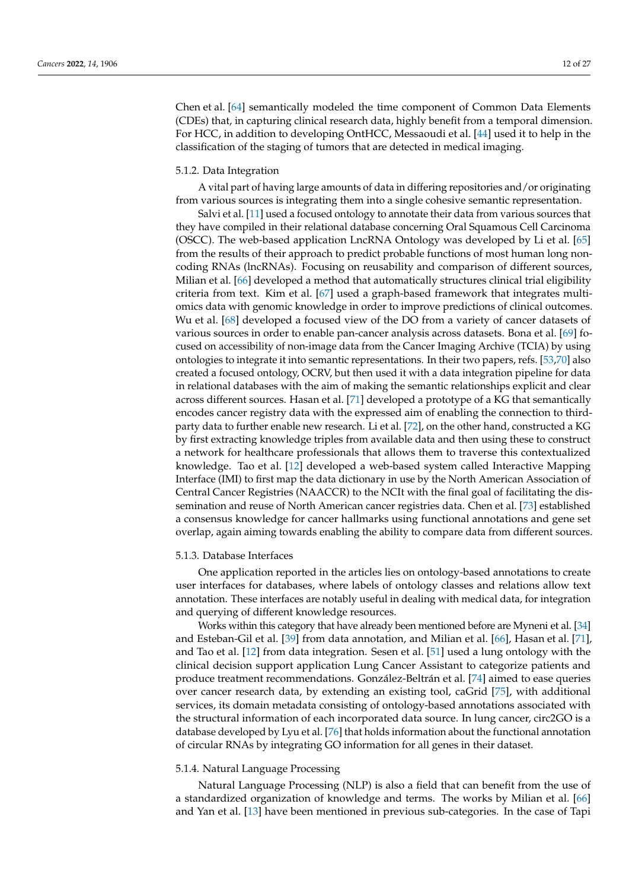Chen et al. [64] semantically modeled the time component of Common Data Elements (CDEs) that, in capturing clinical research data, highly benefit from a temporal dimension. For HCC, in addition to developing OntHCC, Messaoudi et al. [44] used it to help in the classification of the staging of tumors that are detected in medical imaging.

#### 5.1.2. Data Integration

A vital part of having large amounts of data in differing repositories and/or originating from various sources is integrating them into a single cohesive semantic representation.

Salvi et al. [11] used a focused ontology to annotate their data from various sources that they have compiled in their relational database concerning Oral Squamous Cell Carcinoma (OSCC). The web-based application LncRNA Ontology was developed by Li et al. [65] from the results of their approach to predict probable functions of most human long non-coding RNAs (lncRNAs). Focusing on reusability and comparison of different sources, Milian et al. [66] developed a method that automatically structures clinical trial eligibility criteria from text. Kim et al. [67] used a graph-based framework that integrates multi-omics data with genomic knowledge in order to improve predictions of clinical outcomes. Wu et al. [68] developed a focused view of the DO from a variety of cancer datasets of various sources in order to enable pan-cancer analysis across datasets. Bona et al. [69] focused on accessibility of non-image data from the Cancer Imaging Archive (TCIA) by using ontologies to integrate it into semantic representations. In their two papers, refs. [53,70] also created a focused ontology, OCRV, but then used it with a data integration pipeline for data in relational databases with the aim of making the semantic relationships explicit and clear across different sources. Hasan et al. [71] developed a prototype of a KG that semantically encodes cancer registry data with the expressed aim of enabling the connection to third-party data to further enable new research. Li et al. [72], on the other hand, constructed a KG by first extracting knowledge triples from available data and then using these to construct a network for healthcare professionals that allows them to traverse this contextualized knowledge. Tao et al. [12] developed a web-based system called Interactive Mapping Interface (IMI) to first map the data dictionary in use by the North American Association of Central Cancer Registries (NAACCR) to the NCIt with the final goal of facilitating the dissemination and reuse of North American cancer registries data. Chen et al. [73] established a consensus knowledge for cancer hallmarks using functional annotations and gene set overlap, again aiming towards enabling the ability to compare data from different sources.

#### 5.1.3. Database Interfaces

One application reported in the articles lies on ontology-based annotations to create user interfaces for databases, where labels of ontology classes and relations allow text annotation. These interfaces are notably useful in dealing with medical data, for integration and querying of different knowledge resources.

Works within this category that have already been mentioned before are Myneni et al. [34] and Esteban-Gil et al. [39] from data annotation, and Milian et al. [66], Hasan et al. [71], and Tao et al. [12] from data integration. Sesen et al. [51] used a lung ontology with the clinical decision support application Lung Cancer Assistant to categorize patients and produce treatment recommendations. González-Beltrán et al. [74] aimed to ease queries over cancer research data, by extending an existing tool, caGrid [75], with additional services, its domain metadata consisting of ontology-based annotations associated with the structural information of each incorporated data source. In lung cancer, circ2GO is a database developed by Lyu et al. [76] that holds information about the functional annotation of circular RNAs by integrating GO information for all genes in their dataset.

#### 5.1.4. Natural Language Processing

Natural Language Processing (NLP) is also a field that can benefit from the use of a standardized organization of knowledge and terms. The works by Milian et al. [66] and Yan et al. [13] have been mentioned in previous sub-categories. In the case of Tapi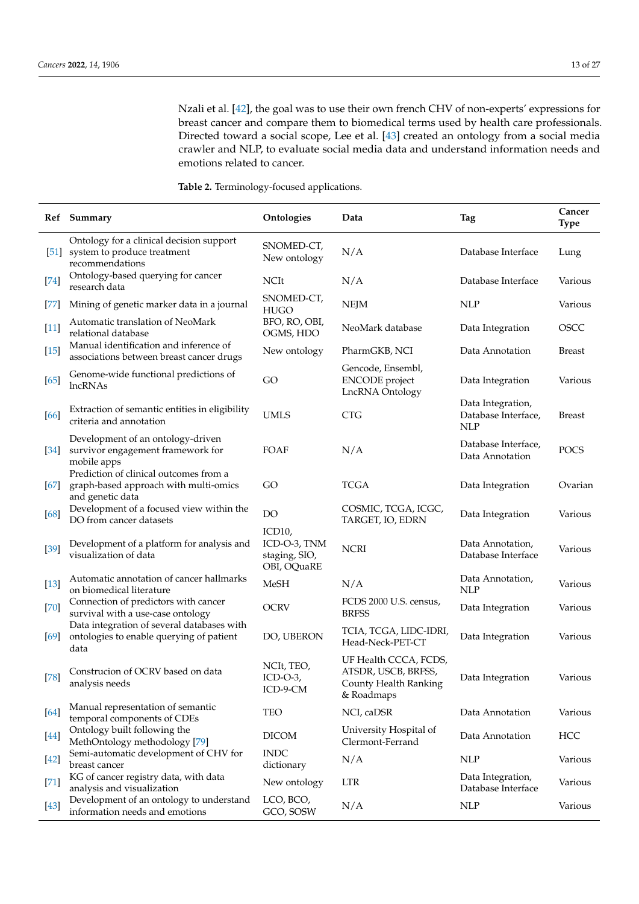Nzali et al. [42], the goal was to use their own french CHV of non-experts' expressions for breast cancer and compare them to biomedical terms used by health care professionals. Directed toward a social scope, Lee et al. [43] created an ontology from a social media crawler and NLP, to evaluate social media data and understand information needs and emotions related to cancer.

**Table 2.** Terminology-focused applications.

| Ref | Summary | Ontologies | Data | Tag | Cancer Type |
|---|---|---|---|---|---|
| [51] | Ontology for a clinical decision support system to produce treatment recommendations | SNOMED-CT, New ontology | N/A | Database Interface | Lung |
| [74] | Ontology-based querying for cancer research data | NCIt | N/A | Database Interface | Various |
| [77] | Mining of genetic marker data in a journal | SNOMED-CT, HUGO | NEJM | NLP | Various |
| [11] | Automatic translation of NeoMark relational database | BFO, RO, OBI, OGMS, HDO | NeoMark database | Data Integration | OSCC |
| [15] | Manual identification and inference of associations between breast cancer drugs | New ontology | PharmGKB, NCI | Data Annotation | Breast |
| [65] | Genome-wide functional predictions of lncRNAs | GO | Gencode, Ensembl, ENCODE project LncRNA Ontology | Data Integration | Various |
| [66] | Extraction of semantic entities in eligibility criteria and annotation | UMLS | CTG | Data Integration, Database Interface, NLP | Breast |
| [34] | Development of an ontology-driven survivor engagement framework for mobile apps | FOAF | N/A | Database Interface, Data Annotation | POCS |
| [67] | Prediction of clinical outcomes from a graph-based approach with multi-omics and genetic data | GO | TCGA | Data Integration | Ovarian |
| [68] | Development of a focused view within the DO from cancer datasets | DO | COSMIC, TCGA, ICGC, TARGET, IO, EDRN | Data Integration | Various |
| [39] | Development of a platform for analysis and visualization of data | ICD10, ICD-O-3, TNM staging, SIO, OBI, OQuaRE | NCRI | Data Annotation, Database Interface | Various |
| [13] | Automatic annotation of cancer hallmarks on biomedical literature | MeSH | N/A | Data Annotation, NLP | Various |
| [70] | Connection of predictors with cancer survival with a use-case ontology | OCRV | FCDS 2000 U.S. census, BRFSS | Data Integration | Various |
| [69] | Data integration of several databases with ontologies to enable querying of patient data | DO, UBERON | TCIA, TCGA, LIDC-IDRI, Head-Neck-PET-CT | Data Integration | Various |
| [78] | Construcion of OCRV based on data analysis needs | NCIt, TEO, ICD-O-3, ICD-9-CM | UF Health CCCA, FCDS, ATSDR, USCB, BRFSS, County Health Ranking & Roadmaps | Data Integration | Various |
| [64] | Manual representation of semantic temporal components of CDEs | TEO | NCI, caDSR | Data Annotation | Various |
| [44] | Ontology built following the MethOntology methodology [79] | DICOM | University Hospital of Clermont-Ferrand | Data Annotation | HCC |
| [42] | Semi-automatic development of CHV for breast cancer | INDC dictionary | N/A | NLP | Various |
| [71] | KG of cancer registry data, with data analysis and visualization | New ontology | LTR | Data Integration, Database Interface | Various |
| [43] | Development of an ontology to understand information needs and emotions | LCO, BCO, GCO, SOSW | N/A | NLP | Various |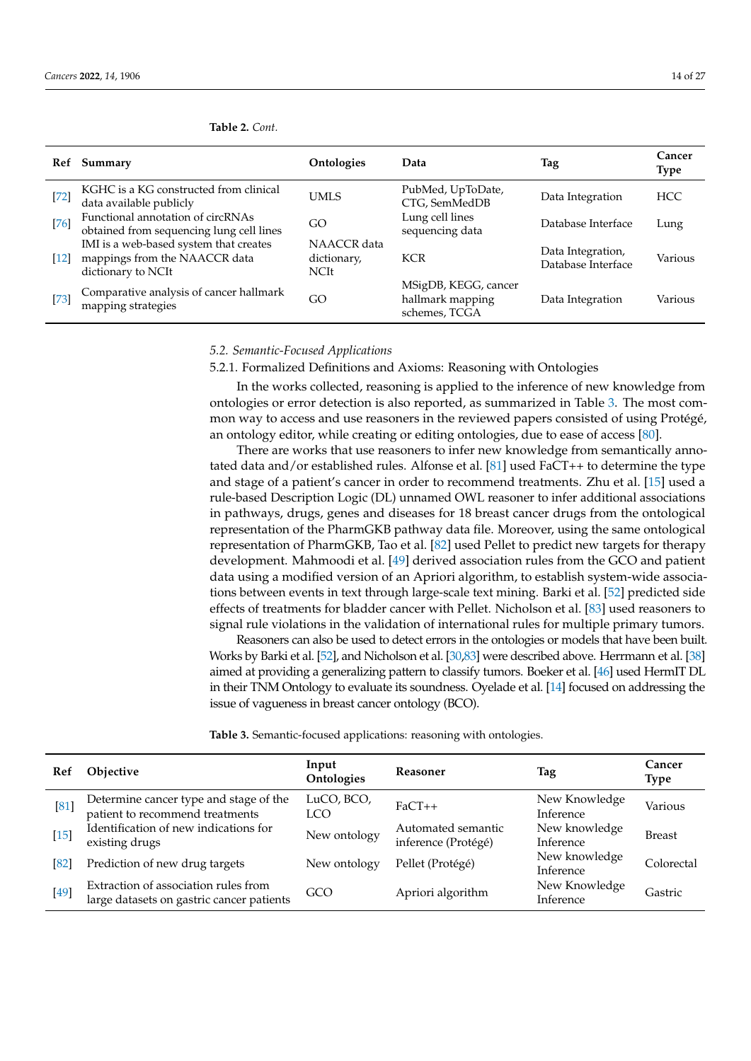**Table 2.** *Cont.*

| Ref | Summary | Ontologies | Data | Tag | Cancer Type |
|---|---|---|---|---|---|
| [72] | KGHC is a KG constructed from clinical data available publicly | UMLS | PubMed, UpToDate, CTG, SemMedDB | Data Integration | HCC |
| [76] | Functional annotation of circRNAs obtained from sequencing lung cell lines | GO | Lung cell lines sequencing data | Database Interface | Lung |
| [12] | IMI is a web-based system that creates mappings from the NAACCR data dictionary to NCIt | NAACCR data dictionary, NCIt | KCR | Data Integration, Database Interface | Various |
| [73] | Comparative analysis of cancer hallmark mapping strategies | GO | MSigDB, KEGG, cancer hallmark mapping schemes, TCGA | Data Integration | Various |

### *5.2. Semantic-Focused Applications*

#### 5.2.1. Formalized Definitions and Axioms: Reasoning with Ontologies

In the works collected, reasoning is applied to the inference of new knowledge from ontologies or error detection is also reported, as summarized in Table 3. The most common way to access and use reasoners in the reviewed papers consisted of using Protégé, an ontology editor, while creating or editing ontologies, due to ease of access [80].

There are works that use reasoners to infer new knowledge from semantically annotated data and/or established rules. Alfonse et al. [81] used FaCT++ to determine the type and stage of a patient's cancer in order to recommend treatments. Zhu et al. [15] used a rule-based Description Logic (DL) unnamed OWL reasoner to infer additional associations in pathways, drugs, genes and diseases for 18 breast cancer drugs from the ontological representation of the PharmGKB pathway data file. Moreover, using the same ontological representation of PharmGKB, Tao et al. [82] used Pellet to predict new targets for therapy development. Mahmoodi et al. [49] derived association rules from the GCO and patient data using a modified version of an Apriori algorithm, to establish system-wide associations between events in text through large-scale text mining. Barki et al. [52] predicted side effects of treatments for bladder cancer with Pellet. Nicholson et al. [83] used reasoners to signal rule violations in the validation of international rules for multiple primary tumors.

Reasoners can also be used to detect errors in the ontologies or models that have been built. Works by Barki et al. [52], and Nicholson et al. [30,83] were described above. Herrmann et al. [38] aimed at providing a generalizing pattern to classify tumors. Boeker et al. [46] used HermIT DL in their TNM Ontology to evaluate its soundness. Oyelade et al. [14] focused on addressing the issue of vagueness in breast cancer ontology (BCO).

**Table 3.** Semantic-focused applications: reasoning with ontologies.

| Ref | Objective | Input Ontologies | Reasoner | Tag | Cancer Type |
|---|---|---|---|---|---|
| [81] | Determine cancer type and stage of the patient to recommend treatments | LuCO, BCO, LCO | FaCT++ | New Knowledge Inference | Various |
| [15] | Identification of new indications for existing drugs | New ontology | Automated semantic inference (Protégé) | New knowledge Inference | Breast |
| [82] | Prediction of new drug targets | New ontology | Pellet (Protégé) | New knowledge Inference | Colorectal |
| [49] | Extraction of association rules from large datasets on gastric cancer patients | GCO | Apriori algorithm | New Knowledge Inference | Gastric |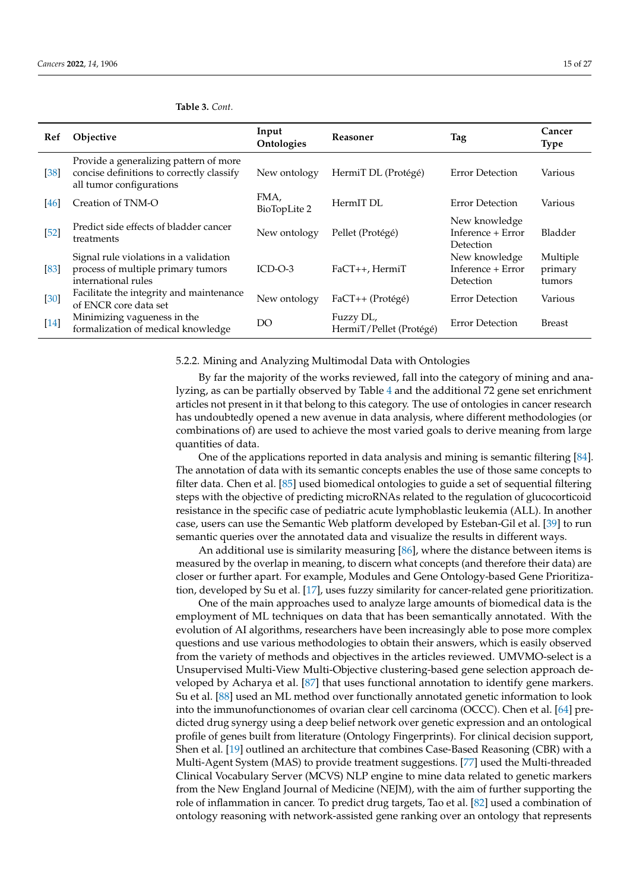**Table 3.** *Cont.*

| Ref | Objective | Input Ontologies | Reasoner | Tag | Cancer Type |
|---|---|---|---|---|---|
| [38] | Provide a generalizing pattern of more concise definitions to correctly classify all tumor configurations | New ontology | HermiT DL (Protégé) | Error Detection | Various |
| [46] | Creation of TNM-O | FMA, BioTopLite 2 | HermIT DL | Error Detection | Various |
| [52] | Predict side effects of bladder cancer treatments | New ontology | Pellet (Protégé) | New knowledge Inference + Error Detection | Bladder |
| [83] | Signal rule violations in a validation process of multiple primary tumors international rules | ICD-O-3 | FaCT++, HermiT | New knowledge Inference + Error Detection | Multiple primary tumors |
| [30] | Facilitate the integrity and maintenance of ENCR core data set | New ontology | FaCT++ (Protégé) | Error Detection | Various |
| [14] | Minimizing vagueness in the formalization of medical knowledge | DO | Fuzzy DL, HermiT/Pellet (Protégé) | Error Detection | Breast |

#### 5.2.2. Mining and Analyzing Multimodal Data with Ontologies

By far the majority of the works reviewed, fall into the category of mining and analyzing, as can be partially observed by Table 4 and the additional 72 gene set enrichment articles not present in it that belong to this category. The use of ontologies in cancer research has undoubtedly opened a new avenue in data analysis, where different methodologies (or combinations of) are used to achieve the most varied goals to derive meaning from large quantities of data.

One of the applications reported in data analysis and mining is semantic filtering [84]. The annotation of data with its semantic concepts enables the use of those same concepts to filter data. Chen et al. [85] used biomedical ontologies to guide a set of sequential filtering steps with the objective of predicting microRNAs related to the regulation of glucocorticoid resistance in the specific case of pediatric acute lymphoblastic leukemia (ALL). In another case, users can use the Semantic Web platform developed by Esteban-Gil et al. [39] to run semantic queries over the annotated data and visualize the results in different ways.

An additional use is similarity measuring [86], where the distance between items is measured by the overlap in meaning, to discern what concepts (and therefore their data) are closer or further apart. For example, Modules and Gene Ontology-based Gene Prioritization, developed by Su et al. [17], uses fuzzy similarity for cancer-related gene prioritization.

One of the main approaches used to analyze large amounts of biomedical data is the employment of ML techniques on data that has been semantically annotated. With the evolution of AI algorithms, researchers have been increasingly able to pose more complex questions and use various methodologies to obtain their answers, which is easily observed from the variety of methods and objectives in the articles reviewed. UMVMO-select is a Unsupervised Multi-View Multi-Objective clustering-based gene selection approach developed by Acharya et al. [87] that uses functional annotation to identify gene markers. Su et al. [88] used an ML method over functionally annotated genetic information to look into the immunofunctionomes of ovarian clear cell carcinoma (OCCC). Chen et al. [64] predicted drug synergy using a deep belief network over genetic expression and an ontological profile of genes built from literature (Ontology Fingerprints). For clinical decision support, Shen et al. [19] outlined an architecture that combines Case-Based Reasoning (CBR) with a Multi-Agent System (MAS) to provide treatment suggestions. [77] used the Multi-threaded Clinical Vocabulary Server (MCVS) NLP engine to mine data related to genetic markers from the New England Journal of Medicine (NEJM), with the aim of further supporting the role of inflammation in cancer. To predict drug targets, Tao et al. [82] used a combination of ontology reasoning with network-assisted gene ranking over an ontology that represents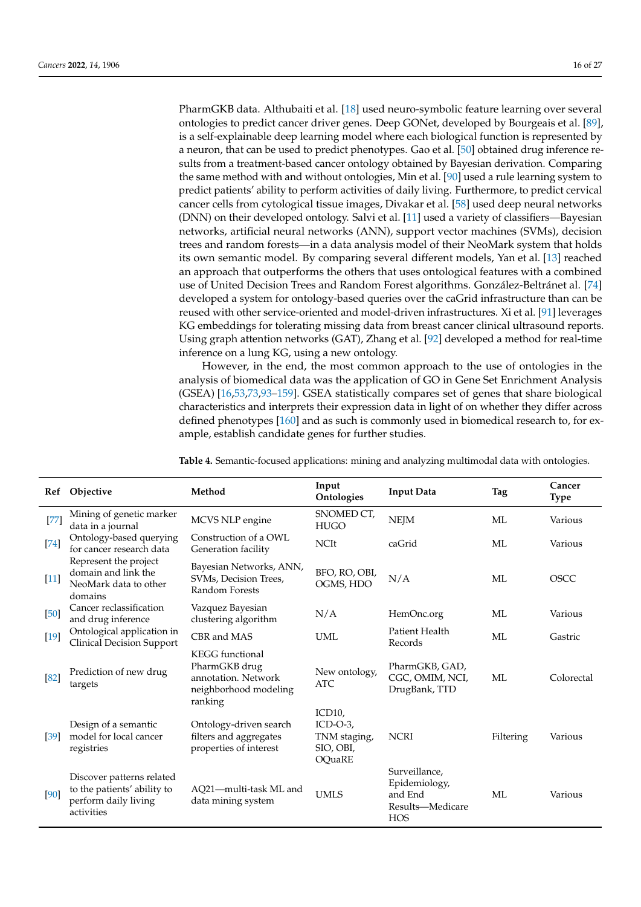PharmGKB data. Althubaiti et al. [18] used neuro-symbolic feature learning over several ontologies to predict cancer driver genes. Deep GONet, developed by Bourgeais et al. [89], is a self-explainable deep learning model where each biological function is represented by a neuron, that can be used to predict phenotypes. Gao et al. [50] obtained drug inference results from a treatment-based cancer ontology obtained by Bayesian derivation. Comparing the same method with and without ontologies, Min et al. [90] used a rule learning system to predict patients' ability to perform activities of daily living. Furthermore, to predict cervical cancer cells from cytological tissue images, Divakar et al. [58] used deep neural networks (DNN) on their developed ontology. Salvi et al. [11] used a variety of classifiers—Bayesian networks, artificial neural networks (ANN), support vector machines (SVMs), decision trees and random forests—in a data analysis model of their NeoMark system that holds its own semantic model. By comparing several different models, Yan et al. [13] reached an approach that outperforms the others that uses ontological features with a combined use of United Decision Trees and Random Forest algorithms. González-Beltránet al. [74] developed a system for ontology-based queries over the caGrid infrastructure than can be reused with other service-oriented and model-driven infrastructures. Xi et al. [91] leverages KG embeddings for tolerating missing data from breast cancer clinical ultrasound reports. Using graph attention networks (GAT), Zhang et al. [92] developed a method for real-time inference on a lung KG, using a new ontology.

However, in the end, the most common approach to the use of ontologies in the analysis of biomedical data was the application of GO in Gene Set Enrichment Analysis (GSEA) [16,53,73,93–159]. GSEA statistically compares set of genes that share biological characteristics and interprets their expression data in light of on whether they differ across defined phenotypes [160] and as such is commonly used in biomedical research to, for example, establish candidate genes for further studies.

**Table 4.** Semantic-focused applications: mining and analyzing multimodal data with ontologies.

| Ref | Objective | Method | Input Ontologies | Input Data | Tag | Cancer Type |
|---|---|---|---|---|---|---|
| [77] | Mining of genetic marker data in a journal | MCVS NLP engine | SNOMED CT, HUGO | NEJM | ML | Various |
| [74] | Ontology-based querying for cancer research data | Construction of a OWL Generation facility | NCIt | caGrid | ML | Various |
| [11] | Represent the project domain and link the NeoMark data to other domains | Bayesian Networks, ANN, SVMs, Decision Trees, Random Forests | BFO, RO, OBI, OGMS, HDO | N/A | ML | OSCC |
| [50] | Cancer reclassification and drug inference | Vazquez Bayesian clustering algorithm | N/A | HemOnc.org | ML | Various |
| [19] | Ontological application in Clinical Decision Support | CBR and MAS | UML | Patient Health Records | ML | Gastric |
| [82] | Prediction of new drug targets | KEGG functional PharmGKB drug annotation. Network neighborhood modeling ranking | New ontology, ATC | PharmGKB, GAD, CGC, OMIM, NCI, DrugBank, TTD | ML | Colorectal |
| [39] | Design of a semantic model for local cancer registries | Ontology-driven search filters and aggregates properties of interest | ICD10, ICD-O-3, TNM staging, SIO, OBI, OQuaRE | NCRI | Filtering | Various |
| [90] | Discover patterns related to the patients' ability to perform daily living activities | AQ21—multi-task ML and data mining system | UMLS | Surveillance, Epidemiology, and End Results—Medicare HOS | ML | Various |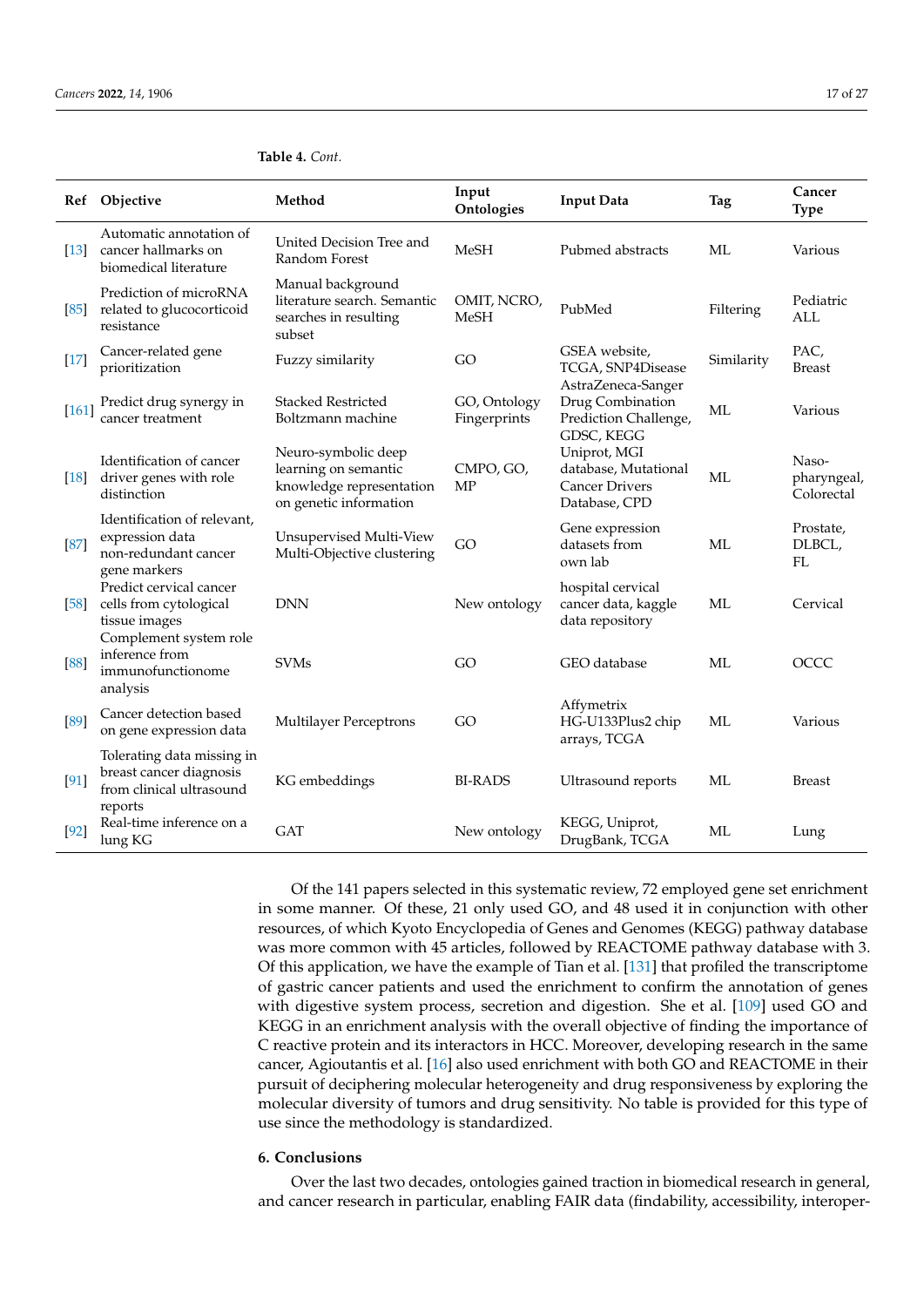**Table 4.** *Cont.*

| Ref | Objective | Method | Input Ontologies | Input Data | Tag | Cancer Type |
|---|---|---|---|---|---|---|
| [13] | Automatic annotation of cancer hallmarks on biomedical literature | United Decision Tree and Random Forest | MeSH | Pubmed abstracts | ML | Various |
| [85] | Prediction of microRNA related to glucocorticoid resistance | Manual background literature search. Semantic searches in resulting subset | OMIT, NCRO, MeSH | PubMed | Filtering | Pediatric ALL |
| [17] | Cancer-related gene prioritization | Fuzzy similarity | GO | GSEA website, TCGA, SNP4Disease | Similarity | PAC, Breast |
| [161] | Predict drug synergy in cancer treatment | Stacked Restricted Boltzmann machine | GO, Ontology Fingerprints | AstraZeneca-Sanger Drug Combination Prediction Challenge, GDSC, KEGG | ML | Various |
| [18] | Identification of cancer driver genes with role distinction | Neuro-symbolic deep learning on semantic knowledge representation on genetic information | CMPO, GO, MP | Uniprot, MGI database, Mutational Cancer Drivers Database, CPD | ML | Naso-pharyngeal, Colorectal |
| [87] | Identification of relevant, expression data non-redundant cancer gene markers | Unsupervised Multi-View Multi-Objective clustering | GO | Gene expression datasets from own lab | ML | Prostate, DLBCL, FL |
| [58] | Predict cervical cancer cells from cytological tissue images | DNN | New ontology | hospital cervical cancer data, kaggle data repository | ML | Cervical |
| [88] | Complement system role inference from immunofunctionome analysis | SVMs | GO | GEO database | ML | OCCC |
| [89] | Cancer detection based on gene expression data | Multilayer Perceptrons | GO | Affymetrix HG-U133Plus2 chip arrays, TCGA | ML | Various |
| [91] | Tolerating data missing in breast cancer diagnosis from clinical ultrasound reports | KG embeddings | BI-RADS | Ultrasound reports | ML | Breast |
| [92] | Real-time inference on a lung KG | GAT | New ontology | KEGG, Uniprot, DrugBank, TCGA | ML | Lung |

Of the 141 papers selected in this systematic review, 72 employed gene set enrichment in some manner. Of these, 21 only used GO, and 48 used it in conjunction with other resources, of which Kyoto Encyclopedia of Genes and Genomes (KEGG) pathway database was more common with 45 articles, followed by REACTOME pathway database with 3. Of this application, we have the example of Tian et al. [131] that profiled the transcriptome of gastric cancer patients and used the enrichment to confirm the annotation of genes with digestive system process, secretion and digestion. She et al. [109] used GO and KEGG in an enrichment analysis with the overall objective of finding the importance of C reactive protein and its interactors in HCC. Moreover, developing research in the same cancer, Agioutantis et al. [16] also used enrichment with both GO and REACTOME in their pursuit of deciphering molecular heterogeneity and drug responsiveness by exploring the molecular diversity of tumors and drug sensitivity. No table is provided for this type of use since the methodology is standardized.

## 6. Conclusions

Over the last two decades, ontologies gained traction in biomedical research in general, and cancer research in particular, enabling FAIR data (findability, accessibility, interoper-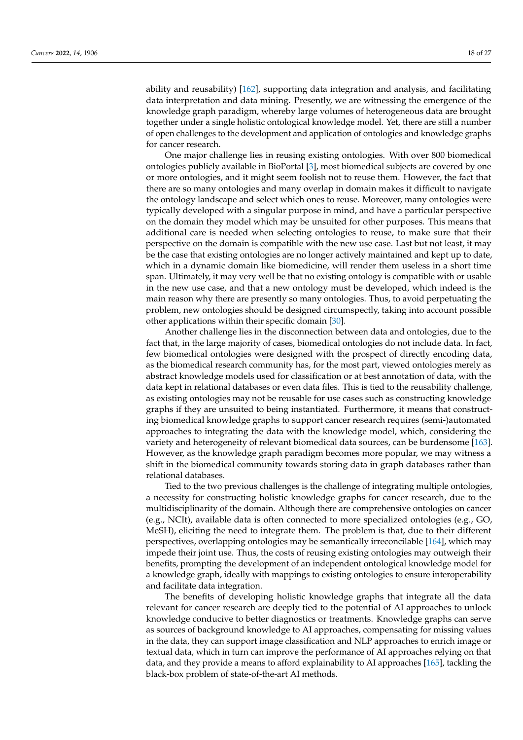ability and reusability) [162], supporting data integration and analysis, and facilitating data interpretation and data mining. Presently, we are witnessing the emergence of the knowledge graph paradigm, whereby large volumes of heterogeneous data are brought together under a single holistic ontological knowledge model. Yet, there are still a number of open challenges to the development and application of ontologies and knowledge graphs for cancer research.

One major challenge lies in reusing existing ontologies. With over 800 biomedical ontologies publicly available in BioPortal [3], most biomedical subjects are covered by one or more ontologies, and it might seem foolish not to reuse them. However, the fact that there are so many ontologies and many overlap in domain makes it difficult to navigate the ontology landscape and select which ones to reuse. Moreover, many ontologies were typically developed with a singular purpose in mind, and have a particular perspective on the domain they model which may be unsuited for other purposes. This means that additional care is needed when selecting ontologies to reuse, to make sure that their perspective on the domain is compatible with the new use case. Last but not least, it may be the case that existing ontologies are no longer actively maintained and kept up to date, which in a dynamic domain like biomedicine, will render them useless in a short time span. Ultimately, it may very well be that no existing ontology is compatible with or usable in the new use case, and that a new ontology must be developed, which indeed is the main reason why there are presently so many ontologies. Thus, to avoid perpetuating the problem, new ontologies should be designed circumspectly, taking into account possible other applications within their specific domain [30].

Another challenge lies in the disconnection between data and ontologies, due to the fact that, in the large majority of cases, biomedical ontologies do not include data. In fact, few biomedical ontologies were designed with the prospect of directly encoding data, as the biomedical research community has, for the most part, viewed ontologies merely as abstract knowledge models used for classification or at best annotation of data, with the data kept in relational databases or even data files. This is tied to the reusability challenge, as existing ontologies may not be reusable for use cases such as constructing knowledge graphs if they are unsuited to being instantiated. Furthermore, it means that constructing biomedical knowledge graphs to support cancer research requires (semi-)automated approaches to integrating the data with the knowledge model, which, considering the variety and heterogeneity of relevant biomedical data sources, can be burdensome [163]. However, as the knowledge graph paradigm becomes more popular, we may witness a shift in the biomedical community towards storing data in graph databases rather than relational databases.

Tied to the two previous challenges is the challenge of integrating multiple ontologies, a necessity for constructing holistic knowledge graphs for cancer research, due to the multidisciplinarity of the domain. Although there are comprehensive ontologies on cancer (e.g., NCIt), available data is often connected to more specialized ontologies (e.g., GO, MeSH), eliciting the need to integrate them. The problem is that, due to their different perspectives, overlapping ontologies may be semantically irreconcilable [164], which may impede their joint use. Thus, the costs of reusing existing ontologies may outweigh their benefits, prompting the development of an independent ontological knowledge model for a knowledge graph, ideally with mappings to existing ontologies to ensure interoperability and facilitate data integration.

The benefits of developing holistic knowledge graphs that integrate all the data relevant for cancer research are deeply tied to the potential of AI approaches to unlock knowledge conducive to better diagnostics or treatments. Knowledge graphs can serve as sources of background knowledge to AI approaches, compensating for missing values in the data, they can support image classification and NLP approaches to enrich image or textual data, which in turn can improve the performance of AI approaches relying on that data, and they provide a means to afford explainability to AI approaches [165], tackling the black-box problem of state-of-the-art AI methods.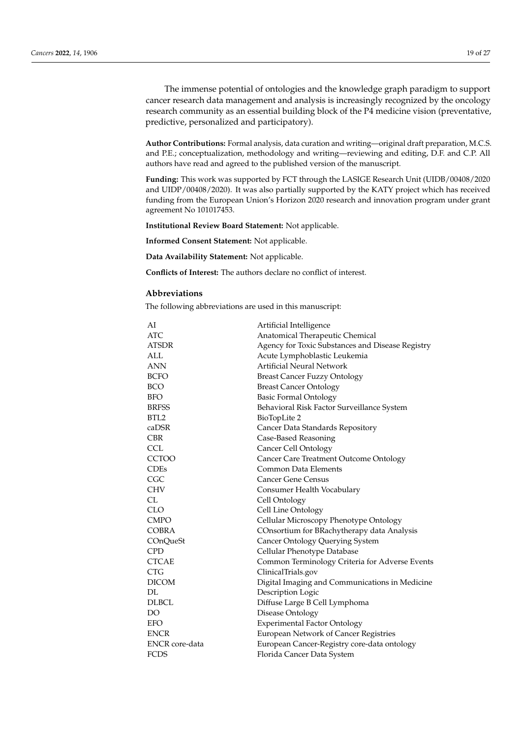The immense potential of ontologies and the knowledge graph paradigm to support cancer research data management and analysis is increasingly recognized by the oncology research community as an essential building block of the P4 medicine vision (preventative, predictive, personalized and participatory).

**Author Contributions:** Formal analysis, data curation and writing—original draft preparation, M.C.S. and P.E.; conceptualization, methodology and writing—reviewing and editing, D.F. and C.P. All authors have read and agreed to the published version of the manuscript.

**Funding:** This work was supported by FCT through the LASIGE Research Unit (UIDB/00408/2020 and UIDP/00408/2020). It was also partially supported by the KATY project which has received funding from the European Union's Horizon 2020 research and innovation program under grant agreement No 101017453.

**Institutional Review Board Statement:** Not applicable.

**Informed Consent Statement:** Not applicable.

**Data Availability Statement:** Not applicable.

**Conflicts of Interest:** The authors declare no conflict of interest.

## Abbreviations

The following abbreviations are used in this manuscript:

| | |
|---|---|
| AI | Artificial Intelligence |
| ATC | Anatomical Therapeutic Chemical |
| ATSDR | Agency for Toxic Substances and Disease Registry |
| ALL | Acute Lymphoblastic Leukemia |
| ANN | Artificial Neural Network |
| BCFO | Breast Cancer Fuzzy Ontology |
| BCO | Breast Cancer Ontology |
| BFO | Basic Formal Ontology |
| BRFSS | Behavioral Risk Factor Surveillance System |
| BTL2 | BioTopLite 2 |
| caDSR | Cancer Data Standards Repository |
| CBR | Case-Based Reasoning |
| CCL | Cancer Cell Ontology |
| CCTOO | Cancer Care Treatment Outcome Ontology |
| CDEs | Common Data Elements |
| CGC | Cancer Gene Census |
| CHV | Consumer Health Vocabulary |
| CL | Cell Ontology |
| CLO | Cell Line Ontology |
| CMPO | Cellular Microscopy Phenotype Ontology |
| COBRA | COnsortium for BRachytherapy data Analysis |
| COnQueSt | Cancer Ontology Querying System |
| CPD | Cellular Phenotype Database |
| CTCAE | Common Terminology Criteria for Adverse Events |
| CTG | ClinicalTrials.gov |
| DICOM | Digital Imaging and Communications in Medicine |
| DL | Description Logic |
| DLBCL | Diffuse Large B Cell Lymphoma |
| DO | Disease Ontology |
| EFO | Experimental Factor Ontology |
| ENCR | European Network of Cancer Registries |
| ENCR core-data | European Cancer-Registry core-data ontology |
| FCDS | Florida Cancer Data System |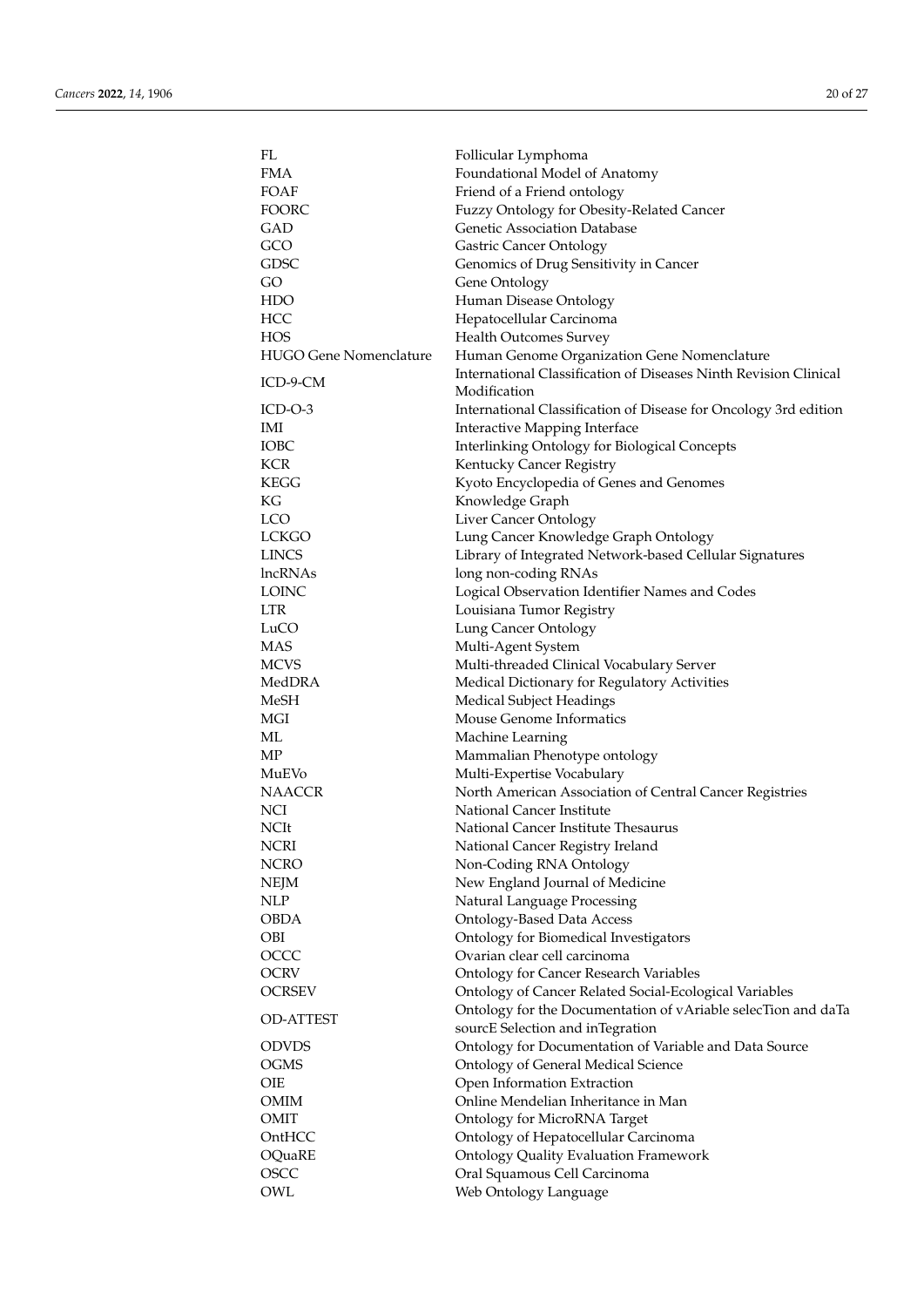| | |
|---|---|
| FL | Follicular Lymphoma |
| FMA | Foundational Model of Anatomy |
| FOAF | Friend of a Friend ontology |
| FOORC | Fuzzy Ontology for Obesity-Related Cancer |
| GAD | Genetic Association Database |
| GCO | Gastric Cancer Ontology |
| GDSC | Genomics of Drug Sensitivity in Cancer |
| GO | Gene Ontology |
| HDO | Human Disease Ontology |
| HCC | Hepatocellular Carcinoma |
| HOS | Health Outcomes Survey |
| HUGO Gene Nomenclature | Human Genome Organization Gene Nomenclature |
| ICD-9-CM | International Classification of Diseases Ninth Revision Clinical Modification |
| ICD-O-3 | International Classification of Disease for Oncology 3rd edition |
| IMI | Interactive Mapping Interface |
| IOBC | Interlinking Ontology for Biological Concepts |
| KCR | Kentucky Cancer Registry |
| KEGG | Kyoto Encyclopedia of Genes and Genomes |
| KG | Knowledge Graph |
| LCO | Liver Cancer Ontology |
| LCKGO | Lung Cancer Knowledge Graph Ontology |
| LINCS | Library of Integrated Network-based Cellular Signatures |
| lncRNAs | long non-coding RNAs |
| LOINC | Logical Observation Identifier Names and Codes |
| LTR | Louisiana Tumor Registry |
| LuCO | Lung Cancer Ontology |
| MAS | Multi-Agent System |
| MCVS | Multi-threaded Clinical Vocabulary Server |
| MedDRA | Medical Dictionary for Regulatory Activities |
| MeSH | Medical Subject Headings |
| MGI | Mouse Genome Informatics |
| ML | Machine Learning |
| MP | Mammalian Phenotype ontology |
| MuEVo | Multi-Expertise Vocabulary |
| NAACCR | North American Association of Central Cancer Registries |
| NCI | National Cancer Institute |
| NCIt | National Cancer Institute Thesaurus |
| NCRI | National Cancer Registry Ireland |
| NCRO | Non-Coding RNA Ontology |
| NEJM | New England Journal of Medicine |
| NLP | Natural Language Processing |
| OBDA | Ontology-Based Data Access |
| OBI | Ontology for Biomedical Investigators |
| OCCC | Ovarian clear cell carcinoma |
| OCRV | Ontology for Cancer Research Variables |
| OCRSEV | Ontology of Cancer Related Social-Ecological Variables |
| OD-ATTEST | Ontology for the Documentation of vAriable selecTion and daTa sourcE Selection and inTegration |
| ODVDS | Ontology for Documentation of Variable and Data Source |
| OGMS | Ontology of General Medical Science |
| OIE | Open Information Extraction |
| OMIM | Online Mendelian Inheritance in Man |
| OMIT | Ontology for MicroRNA Target |
| OntHCC | Ontology of Hepatocellular Carcinoma |
| OQuaRE | Ontology Quality Evaluation Framework |
| OSCC | Oral Squamous Cell Carcinoma |
| OWL | Web Ontology Language |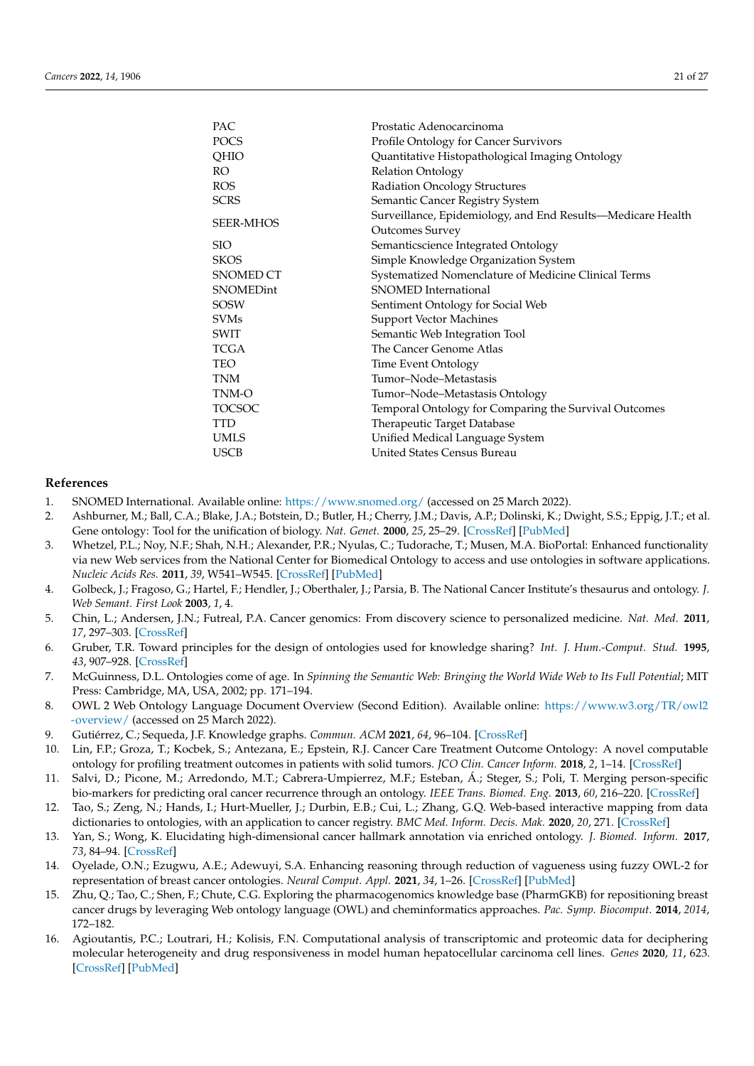| | |
|---|---|
| PAC | Prostatic Adenocarcinoma |
| POCS | Profile Ontology for Cancer Survivors |
| QHIO | Quantitative Histopathological Imaging Ontology |
| RO | Relation Ontology |
| ROS | Radiation Oncology Structures |
| SCRS | Semantic Cancer Registry System |
| SEER-MHOS | Surveillance, Epidemiology, and End Results—Medicare Health Outcomes Survey |
| SIO | Semanticscience Integrated Ontology |
| SKOS | Simple Knowledge Organization System |
| SNOMED CT | Systematized Nomenclature of Medicine Clinical Terms |
| SNOMEDint | SNOMED International |
| SOSW | Sentiment Ontology for Social Web |
| SVMs | Support Vector Machines |
| SWIT | Semantic Web Integration Tool |
| TCGA | The Cancer Genome Atlas |
| TEO | Time Event Ontology |
| TNM | Tumor–Node–Metastasis |
| TNM-O | Tumor–Node–Metastasis Ontology |
| TOCSOC | Temporal Ontology for Comparing the Survival Outcomes |
| TTD | Therapeutic Target Database |
| UMLS | Unified Medical Language System |
| USCB | United States Census Bureau |

## References

1. SNOMED International. Available online: https://www.snomed.org/ (accessed on 25 March 2022).
2. Ashburner, M.; Ball, C.A.; Blake, J.A.; Botstein, D.; Butler, H.; Cherry, J.M.; Davis, A.P.; Dolinski, K.; Dwight, S.S.; Eppig, J.T.; et al. Gene ontology: Tool for the unification of biology. *Nat. Genet.* **2000**, *25*, 25–29. [CrossRef] [PubMed]
3. Whetzel, P.L.; Noy, N.F.; Shah, N.H.; Alexander, P.R.; Nyulas, C.; Tudorache, T.; Musen, M.A. BioPortal: Enhanced functionality via new Web services from the National Center for Biomedical Ontology to access and use ontologies in software applications. *Nucleic Acids Res.* **2011**, *39*, W541–W545. [CrossRef] [PubMed]
4. Golbeck, J.; Fragoso, G.; Hartel, F.; Hendler, J.; Oberthaler, J.; Parsia, B. The National Cancer Institute's thesaurus and ontology. *J. Web Semant. First Look* **2003**, *1*, 4.
5. Chin, L.; Andersen, J.N.; Futreal, P.A. Cancer genomics: From discovery science to personalized medicine. *Nat. Med.* **2011**, *17*, 297–303. [CrossRef]
6. Gruber, T.R. Toward principles for the design of ontologies used for knowledge sharing? *Int. J. Hum.-Comput. Stud.* **1995**, *43*, 907–928. [CrossRef]
7. McGuinness, D.L. Ontologies come of age. In *Spinning the Semantic Web: Bringing the World Wide Web to Its Full Potential*; MIT Press: Cambridge, MA, USA, 2002; pp. 171–194.
8. OWL 2 Web Ontology Language Document Overview (Second Edition). Available online: https://www.w3.org/TR/owl2-overview/ (accessed on 25 March 2022).
9. Gutiérrez, C.; Sequeda, J.F. Knowledge graphs. *Commun. ACM* **2021**, *64*, 96–104. [CrossRef]
10. Lin, F.P.; Groza, T.; Kocbek, S.; Antezana, E.; Epstein, R.J. Cancer Care Treatment Outcome Ontology: A novel computable ontology for profiling treatment outcomes in patients with solid tumors. *JCO Clin. Cancer Inform.* **2018**, *2*, 1–14. [CrossRef]
11. Salvi, D.; Picone, M.; Arredondo, M.T.; Cabrera-Umpierrez, M.F.; Esteban, Á.; Steger, S.; Poli, T. Merging person-specific bio-markers for predicting oral cancer recurrence through an ontology. *IEEE Trans. Biomed. Eng.* **2013**, *60*, 216–220. [CrossRef]
12. Tao, S.; Zeng, N.; Hands, I.; Hurt-Mueller, J.; Durbin, E.B.; Cui, L.; Zhang, G.Q. Web-based interactive mapping from data dictionaries to ontologies, with an application to cancer registry. *BMC Med. Inform. Decis. Mak.* **2020**, *20*, 271. [CrossRef]
13. Yan, S.; Wong, K. Elucidating high-dimensional cancer hallmark annotation via enriched ontology. *J. Biomed. Inform.* **2017**, *73*, 84–94. [CrossRef]
14. Oyelade, O.N.; Ezugwu, A.E.; Adewuyi, S.A. Enhancing reasoning through reduction of vagueness using fuzzy OWL-2 for representation of breast cancer ontologies. *Neural Comput. Appl.* **2021**, *34*, 1–26. [CrossRef] [PubMed]
15. Zhu, Q.; Tao, C.; Shen, F.; Chute, C.G. Exploring the pharmacogenomics knowledge base (PharmGKB) for repositioning breast cancer drugs by leveraging Web ontology language (OWL) and cheminformatics approaches. *Pac. Symp. Biocomput.* **2014**, *2014*, 172–182.
16. Agioutantis, P.C.; Loutrari, H.; Kolisis, F.N. Computational analysis of transcriptomic and proteomic data for deciphering molecular heterogeneity and drug responsiveness in model human hepatocellular carcinoma cell lines. *Genes* **2020**, *11*, 623. [CrossRef] [PubMed]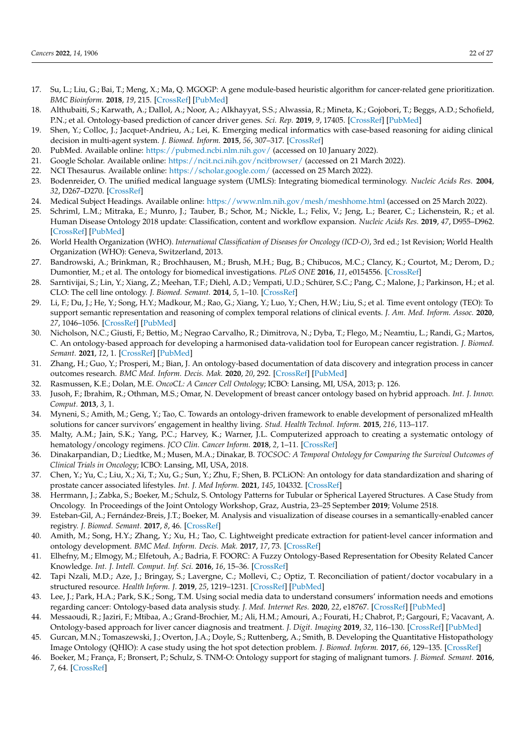17. Su, L.; Liu, G.; Bai, T.; Meng, X.; Ma, Q. MGOGP: A gene module-based heuristic algorithm for cancer-related gene prioritization. *BMC Bioinform.* **2018**, *19*, 215. [CrossRef] [PubMed]
18. Althubaiti, S.; Karwath, A.; Dallol, A.; Noor, A.; Alkhayyat, S.S.; Alwassia, R.; Mineta, K.; Gojobori, T.; Beggs, A.D.; Schofield, P.N.; et al. Ontology-based prediction of cancer driver genes. *Sci. Rep.* **2019**, *9*, 17405. [CrossRef] [PubMed]
19. Shen, Y.; Colloc, J.; Jacquet-Andrieu, A.; Lei, K. Emerging medical informatics with case-based reasoning for aiding clinical decision in multi-agent system. *J. Biomed. Inform.* **2015**, *56*, 307–317. [CrossRef]
20. PubMed. Available online: https://pubmed.ncbi.nlm.nih.gov/ (accessed on 10 January 2022).
21. Google Scholar. Available online: https://ncit.nci.nih.gov/ncitbrowser/ (accessed on 21 March 2022).
22. NCI Thesaurus. Available online: https://scholar.google.com/ (accessed on 25 March 2022).
23. Bodenreider, O. The unified medical language system (UMLS): Integrating biomedical terminology. *Nucleic Acids Res.* **2004**, *32*, D267–D270. [CrossRef]
24. Medical Subject Headings. Available online: https://www.nlm.nih.gov/mesh/meshhome.html (accessed on 25 March 2022).
25. Schriml, L.M.; Mitraka, E.; Munro, J.; Tauber, B.; Schor, M.; Nickle, L.; Felix, V.; Jeng, L.; Bearer, C.; Lichenstein, R.; et al. Human Disease Ontology 2018 update: Classification, content and workflow expansion. *Nucleic Acids Res.* **2019**, *47*, D955–D962. [CrossRef] [PubMed]
26. World Health Organization (WHO). *International Classification of Diseases for Oncology (ICD-O)*, 3rd ed.; 1st Revision; World Health Organization (WHO): Geneva, Switzerland, 2013.
27. Bandrowski, A.; Brinkman, R.; Brochhausen, M.; Brush, M.H.; Bug, B.; Chibucos, M.C.; Clancy, K.; Courtot, M.; Derom, D.; Dumontier, M.; et al. The ontology for biomedical investigations. *PLoS ONE* **2016**, *11*, e0154556. [CrossRef]
28. Sarntivijai, S.; Lin, Y.; Xiang, Z.; Meehan, T.F.; Diehl, A.D.; Vempati, U.D.; Schürer, S.C.; Pang, C.; Malone, J.; Parkinson, H.; et al. CLO: The cell line ontology. *J. Biomed. Semant.* **2014**, *5*, 1–10. [CrossRef]
29. Li, F.; Du, J.; He, Y.; Song, H.Y.; Madkour, M.; Rao, G.; Xiang, Y.; Luo, Y.; Chen, H.W.; Liu, S.; et al. Time event ontology (TEO): To support semantic representation and reasoning of complex temporal relations of clinical events. *J. Am. Med. Inform. Assoc.* **2020**, *27*, 1046–1056. [CrossRef] [PubMed]
30. Nicholson, N.C.; Giusti, F.; Bettio, M.; Negrao Carvalho, R.; Dimitrova, N.; Dyba, T.; Flego, M.; Neamtiu, L.; Randi, G.; Martos, C. An ontology-based approach for developing a harmonised data-validation tool for European cancer registration. *J. Biomed. Semant.* **2021**, *12*, 1. [CrossRef] [PubMed]
31. Zhang, H.; Guo, Y.; Prosperi, M.; Bian, J. An ontology-based documentation of data discovery and integration process in cancer outcomes research. *BMC Med. Inform. Decis. Mak.* **2020**, *20*, 292. [CrossRef] [PubMed]
32. Rasmussen, K.E.; Dolan, M.E. *OncoCL: A Cancer Cell Ontology*; ICBO: Lansing, MI, USA, 2013; p. 126.
33. Jusoh, F.; Ibrahim, R.; Othman, M.S.; Omar, N. Development of breast cancer ontology based on hybrid approach. *Int. J. Innov. Comput.* **2013**, *3*, 1.
34. Myneni, S.; Amith, M.; Geng, Y.; Tao, C. Towards an ontology-driven framework to enable development of personalized mHealth solutions for cancer survivors' engagement in healthy living. *Stud. Health Technol. Inform.* **2015**, *216*, 113–117.
35. Malty, A.M.; Jain, S.K.; Yang, P.C.; Harvey, K.; Warner, J.L. Computerized approach to creating a systematic ontology of hematology/oncology regimens. *JCO Clin. Cancer Inform.* **2018**, *2*, 1–11. [CrossRef]
36. Dinakarpandian, D.; Liedtke, M.; Musen, M.A.; Dinakar, B. *TOCSOC: A Temporal Ontology for Comparing the Survival Outcomes of Clinical Trials in Oncology*; ICBO: Lansing, MI, USA, 2018.
37. Chen, Y.; Yu, C.; Liu, X.; Xi, T.; Xu, G.; Sun, Y.; Zhu, F.; Shen, B. PCLiON: An ontology for data standardization and sharing of prostate cancer associated lifestyles. *Int. J. Med Inform.* **2021**, *145*, 104332. [CrossRef]
38. Herrmann, J.; Zabka, S.; Boeker, M.; Schulz, S. Ontology Patterns for Tubular or Spherical Layered Structures. A Case Study from Oncology. In Proceedings of the Joint Ontology Workshop, Graz, Austria, 23–25 September **2019**; Volume 2518.
39. Esteban-Gil, A.; Fernández-Breis, J.T.; Boeker, M. Analysis and visualization of disease courses in a semantically-enabled cancer registry. *J. Biomed. Semant.* **2017**, *8*, 46. [CrossRef]
40. Amith, M.; Song, H.Y.; Zhang, Y.; Xu, H.; Tao, C. Lightweight predicate extraction for patient-level cancer information and ontology development. *BMC Med. Inform. Decis. Mak.* **2017**, *17*, 73. [CrossRef]
41. Elhefny, M.; Elmogy, M.; Elfetouh, A.; Badria, F. FOORC: A Fuzzy Ontology-Based Representation for Obesity Related Cancer Knowledge. *Int. J. Intell. Comput. Inf. Sci.* **2016**, *16*, 15–36. [CrossRef]
42. Tapi Nzali, M.D.; Aze, J.; Bringay, S.; Lavergne, C.; Mollevi, C.; Optiz, T. Reconciliation of patient/doctor vocabulary in a structured resource. *Health Inform. J.* **2019**, *25*, 1219–1231. [CrossRef] [PubMed]
43. Lee, J.; Park, H.A.; Park, S.K.; Song, T.M. Using social media data to understand consumers' information needs and emotions regarding cancer: Ontology-based data analysis study. *J. Med. Internet Res.* **2020**, *22*, e18767. [CrossRef] [PubMed]
44. Messaoudi, R.; Jaziri, F.; Mtibaa, A.; Grand-Brochier, M.; Ali, H.M.; Amouri, A.; Fourati, H.; Chabrot, P.; Gargouri, F.; Vacavant, A. Ontology-based approach for liver cancer diagnosis and treatment. *J. Digit. Imaging* **2019**, *32*, 116–130. [CrossRef] [PubMed]
45. Gurcan, M.N.; Tomaszewski, J.; Overton, J.A.; Doyle, S.; Ruttenberg, A.; Smith, B. Developing the Quantitative Histopathology Image Ontology (QHIO): A case study using the hot spot detection problem. *J. Biomed. Inform.* **2017**, *66*, 129–135. [CrossRef]
46. Boeker, M.; França, F.; Bronsert, P.; Schulz, S. TNM-O: Ontology support for staging of malignant tumors. *J. Biomed. Semant.* **2016**, *7*, 64. [CrossRef]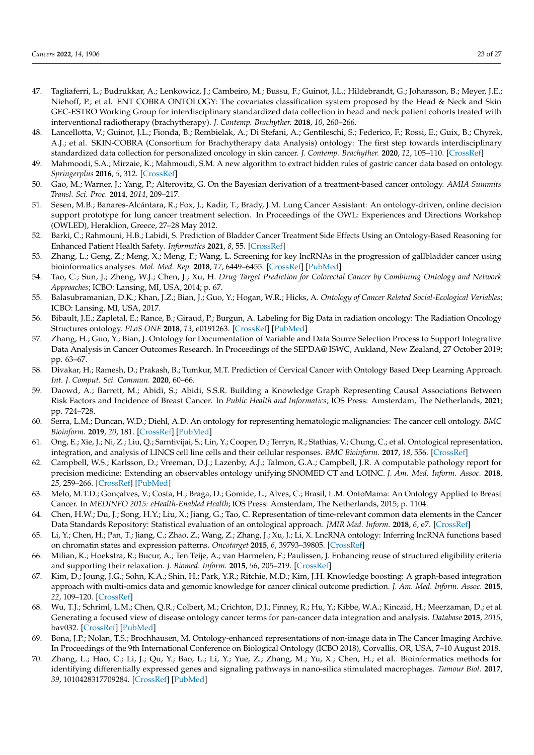47. Tagliaferri, L.; Budrukkar, A.; Lenkowicz, J.; Cambeiro, M.; Bussu, F.; Guinot, J.L.; Hildebrandt, G.; Johansson, B.; Meyer, J.E.; Niehoff, P.; et al. ENT COBRA ONTOLOGY: The covariates classification system proposed by the Head & Neck and Skin GEC-ESTRO Working Group for interdisciplinary standardized data collection in head and neck patient cohorts treated with interventional radiotherapy (brachytherapy). *J. Contemp. Brachyther.* **2018**, *10*, 260–266.
48. Lancellotta, V.; Guinot, J.L.; Fionda, B.; Rembielak, A.; Di Stefani, A.; Gentileschi, S.; Federico, F.; Rossi, E.; Guix, B.; Chyrek, A.J.; et al. SKIN-COBRA (Consortium for Brachytherapy data Analysis) ontology: The first step towards interdisciplinary standardized data collection for personalized oncology in skin cancer. *J. Contemp. Brachyther.* **2020**, *12*, 105–110. [CrossRef]
49. Mahmoodi, S.A.; Mirzaie, K.; Mahmoudi, S.M. A new algorithm to extract hidden rules of gastric cancer data based on ontology. *Springerplus* **2016**, *5*, 312. [CrossRef]
50. Gao, M.; Warner, J.; Yang, P.; Alterovitz, G. On the Bayesian derivation of a treatment-based cancer ontology. *AMIA Summits Transl. Sci. Proc.* **2014**, *2014*, 209–217.
51. Sesen, M.B.; Banares-Alcántara, R.; Fox, J.; Kadir, T.; Brady, J.M. Lung Cancer Assistant: An ontology-driven, online decision support prototype for lung cancer treatment selection. In Proceedings of the OWL: Experiences and Directions Workshop (OWLED), Heraklion, Greece, 27–28 May 2012.
52. Barki, C.; Rahmouni, H.B.; Labidi, S. Prediction of Bladder Cancer Treatment Side Effects Using an Ontology-Based Reasoning for Enhanced Patient Health Safety. *Informatics* **2021**, *8*, 55. [CrossRef]
53. Zhang, L.; Geng, Z.; Meng, X.; Meng, F.; Wang, L. Screening for key lncRNAs in the progression of gallbladder cancer using bioinformatics analyses. *Mol. Med. Rep.* **2018**, *17*, 6449–6455. [CrossRef] [PubMed]
54. Tao, C.; Sun, J.; Zheng, W.J.; Chen, J.; Xu, H. *Drug Target Prediction for Colorectal Cancer by Combining Ontology and Network Approaches*; ICBO: Lansing, MI, USA, 2014; p. 67.
55. Balasubramanian, D.K.; Khan, J.Z.; Bian, J.; Guo, Y.; Hogan, W.R.; Hicks, A. *Ontology of Cancer Related Social-Ecological Variables*; ICBO: Lansing, MI, USA, 2017.
56. Bibault, J.E.; Zapletal, E.; Rance, B.; Giraud, P.; Burgun, A. Labeling for Big Data in radiation oncology: The Radiation Oncology Structures ontology. *PLoS ONE* **2018**, *13*, e0191263. [CrossRef] [PubMed]
57. Zhang, H.; Guo, Y.; Bian, J. Ontology for Documentation of Variable and Data Source Selection Process to Support Integrative Data Analysis in Cancer Outcomes Research. In Proceedings of the SEPDA@ ISWC, Aukland, New Zealand, 27 October 2019; pp. 63–67.
58. Divakar, H.; Ramesh, D.; Prakash, B.; Tumkur, M.T. Prediction of Cervical Cancer with Ontology Based Deep Learning Approach. *Int. J. Comput. Sci. Commun.* **2020**, 60–66.
59. Daowd, A.; Barrett, M.; Abidi, S.; Abidi, S.S.R. Building a Knowledge Graph Representing Causal Associations Between Risk Factors and Incidence of Breast Cancer. In *Public Health and Informatics*; IOS Press: Amsterdam, The Netherlands, **2021**; pp. 724–728.
60. Serra, L.M.; Duncan, W.D.; Diehl, A.D. An ontology for representing hematologic malignancies: The cancer cell ontology. *BMC Bioinform.* **2019**, *20*, 181. [CrossRef] [PubMed]
61. Ong, E.; Xie, J.; Ni, Z.; Liu, Q.; Sarntivijai, S.; Lin, Y.; Cooper, D.; Terryn, R.; Stathias, V.; Chung, C.; et al. Ontological representation, integration, and analysis of LINCS cell line cells and their cellular responses. *BMC Bioinform.* **2017**, *18*, 556. [CrossRef]
62. Campbell, W.S.; Karlsson, D.; Vreeman, D.J.; Lazenby, A.J.; Talmon, G.A.; Campbell, J.R. A computable pathology report for precision medicine: Extending an observables ontology unifying SNOMED CT and LOINC. *J. Am. Med. Inform. Assoc.* **2018**, *25*, 259–266. [CrossRef] [PubMed]
63. Melo, M.T.D.; Gonçalves, V.; Costa, H.; Braga, D.; Gomide, L.; Alves, C.; Brasil, L.M. OntoMama: An Ontology Applied to Breast Cancer. In *MEDINFO 2015: eHealth-Enabled Health*; IOS Press: Amsterdam, The Netherlands, 2015; p. 1104.
64. Chen, H.W.; Du, J.; Song, H.Y.; Liu, X.; Jiang, G.; Tao, C. Representation of time-relevant common data elements in the Cancer Data Standards Repository: Statistical evaluation of an ontological approach. *JMIR Med. Inform.* **2018**, *6*, e7. [CrossRef]
65. Li, Y.; Chen, H.; Pan, T.; Jiang, C.; Zhao, Z.; Wang, Z.; Zhang, J.; Xu, J.; Li, X. LncRNA ontology: Inferring lncRNA functions based on chromatin states and expression patterns. *Oncotarget* **2015**, *6*, 39793–39805. [CrossRef]
66. Milian, K.; Hoekstra, R.; Bucur, A.; Ten Teije, A.; van Harmelen, F.; Paulissen, J. Enhancing reuse of structured eligibility criteria and supporting their relaxation. *J. Biomed. Inform.* **2015**, *56*, 205–219. [CrossRef]
67. Kim, D.; Joung, J.G.; Sohn, K.A.; Shin, H.; Park, Y.R.; Ritchie, M.D.; Kim, J.H. Knowledge boosting: A graph-based integration approach with multi-omics data and genomic knowledge for cancer clinical outcome prediction. *J. Am. Med. Inform. Assoc.* **2015**, *22*, 109–120. [CrossRef]
68. Wu, T.J.; Schriml, L.M.; Chen, Q.R.; Colbert, M.; Crichton, D.J.; Finney, R.; Hu, Y.; Kibbe, W.A.; Kincaid, H.; Meerzaman, D.; et al. Generating a focused view of disease ontology cancer terms for pan-cancer data integration and analysis. *Database* **2015**, *2015*, bav032. [CrossRef] [PubMed]
69. Bona, J.P.; Nolan, T.S.; Brochhausen, M. Ontology-enhanced representations of non-image data in The Cancer Imaging Archive. In Proceedings of the 9th International Conference on Biological Ontology (ICBO 2018), Corvallis, OR, USA, 7–10 August 2018.
70. Zhang, L.; Hao, C.; Li, J.; Qu, Y.; Bao, L.; Li, Y.; Yue, Z.; Zhang, M.; Yu, X.; Chen, H.; et al. Bioinformatics methods for identifying differentially expressed genes and signaling pathways in nano-silica stimulated macrophages. *Tumour Biol.* **2017**, *39*, 1010428317709284. [CrossRef] [PubMed]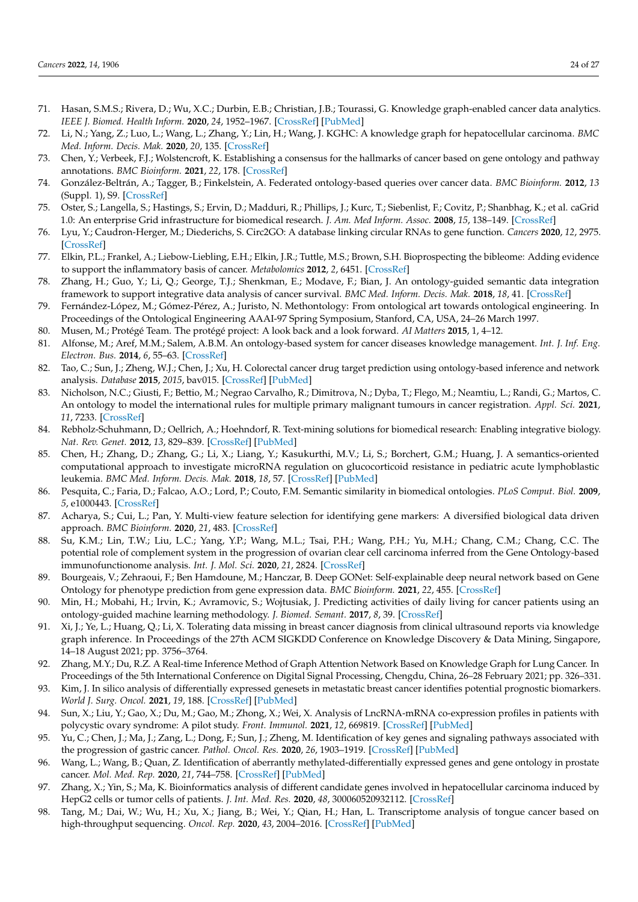71. Hasan, S.M.S.; Rivera, D.; Wu, X.C.; Durbin, E.B.; Christian, J.B.; Tourassi, G. Knowledge graph-enabled cancer data analytics. *IEEE J. Biomed. Health Inform.* **2020**, *24*, 1952–1967. [CrossRef] [PubMed]
72. Li, N.; Yang, Z.; Luo, L.; Wang, L.; Zhang, Y.; Lin, H.; Wang, J. KGHC: A knowledge graph for hepatocellular carcinoma. *BMC Med. Inform. Decis. Mak.* **2020**, *20*, 135. [CrossRef]
73. Chen, Y.; Verbeek, F.J.; Wolstencroft, K. Establishing a consensus for the hallmarks of cancer based on gene ontology and pathway annotations. *BMC Bioinform.* **2021**, *22*, 178. [CrossRef]
74. González-Beltrán, A.; Tagger, B.; Finkelstein, A. Federated ontology-based queries over cancer data. *BMC Bioinform.* **2012**, *13* (Suppl. 1), S9. [CrossRef]
75. Oster, S.; Langella, S.; Hastings, S.; Ervin, D.; Madduri, R.; Phillips, J.; Kurc, T.; Siebenlist, F.; Covitz, P.; Shanbhag, K.; et al. caGrid 1.0: An enterprise Grid infrastructure for biomedical research. *J. Am. Med Inform. Assoc.* **2008**, *15*, 138–149. [CrossRef]
76. Lyu, Y.; Caudron-Herger, M.; Diederichs, S. Circ2GO: A database linking circular RNAs to gene function. *Cancers* **2020**, *12*, 2975. [CrossRef]
77. Elkin, P.L.; Frankel, A.; Liebow-Liebling, E.H.; Elkin, J.R.; Tuttle, M.S.; Brown, S.H. Bioprospecting the bibleome: Adding evidence to support the inflammatory basis of cancer. *Metabolomics* **2012**, *2*, 6451. [CrossRef]
78. Zhang, H.; Guo, Y.; Li, Q.; George, T.J.; Shenkman, E.; Modave, F.; Bian, J. An ontology-guided semantic data integration framework to support integrative data analysis of cancer survival. *BMC Med. Inform. Decis. Mak.* **2018**, *18*, 41. [CrossRef]
79. Fernández-López, M.; Gómez-Pérez, A.; Juristo, N. Methontology: From ontological art towards ontological engineering. In Proceedings of the Ontological Engineering AAAI-97 Spring Symposium, Stanford, CA, USA, 24–26 March 1997.
80. Musen, M.; Protégé Team. The protégé project: A look back and a look forward. *AI Matters* **2015**, 1, 4–12.
81. Alfonse, M.; Aref, M.M.; Salem, A.B.M. An ontology-based system for cancer diseases knowledge management. *Int. J. Inf. Eng. Electron. Bus.* **2014**, *6*, 55–63. [CrossRef]
82. Tao, C.; Sun, J.; Zheng, W.J.; Chen, J.; Xu, H. Colorectal cancer drug target prediction using ontology-based inference and network analysis. *Database* **2015**, *2015*, bav015. [CrossRef] [PubMed]
83. Nicholson, N.C.; Giusti, F.; Bettio, M.; Negrao Carvalho, R.; Dimitrova, N.; Dyba, T.; Flego, M.; Neamtiu, L.; Randi, G.; Martos, C. An ontology to model the international rules for multiple primary malignant tumours in cancer registration. *Appl. Sci.* **2021**, *11*, 7233. [CrossRef]
84. Rebholz-Schuhmann, D.; Oellrich, A.; Hoehndorf, R. Text-mining solutions for biomedical research: Enabling integrative biology. *Nat. Rev. Genet.* **2012**, *13*, 829–839. [CrossRef] [PubMed]
85. Chen, H.; Zhang, D.; Zhang, G.; Li, X.; Liang, Y.; Kasukurthi, M.V.; Li, S.; Borchert, G.M.; Huang, J. A semantics-oriented computational approach to investigate microRNA regulation on glucocorticoid resistance in pediatric acute lymphoblastic leukemia. *BMC Med. Inform. Decis. Mak.* **2018**, *18*, 57. [CrossRef] [PubMed]
86. Pesquita, C.; Faria, D.; Falcao, A.O.; Lord, P.; Couto, F.M. Semantic similarity in biomedical ontologies. *PLoS Comput. Biol.* **2009**, *5*, e1000443. [CrossRef]
87. Acharya, S.; Cui, L.; Pan, Y. Multi-view feature selection for identifying gene markers: A diversified biological data driven approach. *BMC Bioinform.* **2020**, *21*, 483. [CrossRef]
88. Su, K.M.; Lin, T.W.; Liu, L.C.; Yang, Y.P.; Wang, M.L.; Tsai, P.H.; Wang, P.H.; Yu, M.H.; Chang, C.M.; Chang, C.C. The potential role of complement system in the progression of ovarian clear cell carcinoma inferred from the Gene Ontology-based immunofunctionome analysis. *Int. J. Mol. Sci.* **2020**, *21*, 2824. [CrossRef]
89. Bourgeais, V.; Zehraoui, F.; Ben Hamdoune, M.; Hanczar, B. Deep GONet: Self-explainable deep neural network based on Gene Ontology for phenotype prediction from gene expression data. *BMC Bioinform.* **2021**, *22*, 455. [CrossRef]
90. Min, H.; Mobahi, H.; Irvin, K.; Avramovic, S.; Wojtusiak, J. Predicting activities of daily living for cancer patients using an ontology-guided machine learning methodology. *J. Biomed. Semant.* **2017**, *8*, 39. [CrossRef]
91. Xi, J.; Ye, L.; Huang, Q.; Li, X. Tolerating data missing in breast cancer diagnosis from clinical ultrasound reports via knowledge graph inference. In Proceedings of the 27th ACM SIGKDD Conference on Knowledge Discovery & Data Mining, Singapore, 14–18 August 2021; pp. 3756–3764.
92. Zhang, M.Y.; Du, R.Z. A Real-time Inference Method of Graph Attention Network Based on Knowledge Graph for Lung Cancer. In Proceedings of the 5th International Conference on Digital Signal Processing, Chengdu, China, 26–28 February 2021; pp. 326–331.
93. Kim, J. In silico analysis of differentially expressed genesets in metastatic breast cancer identifies potential prognostic biomarkers. *World J. Surg. Oncol.* **2021**, *19*, 188. [CrossRef] [PubMed]
94. Sun, X.; Liu, Y.; Gao, X.; Du, M.; Gao, M.; Zhong, X.; Wei, X. Analysis of LncRNA-mRNA co-expression profiles in patients with polycystic ovary syndrome: A pilot study. *Front. Immunol.* **2021**, *12*, 669819. [CrossRef] [PubMed]
95. Yu, C.; Chen, J.; Ma, J.; Zang, L.; Dong, F.; Sun, J.; Zheng, M. Identification of key genes and signaling pathways associated with the progression of gastric cancer. *Pathol. Oncol. Res.* **2020**, *26*, 1903–1919. [CrossRef] [PubMed]
96. Wang, L.; Wang, B.; Quan, Z. Identification of aberrantly methylated-differentially expressed genes and gene ontology in prostate cancer. *Mol. Med. Rep.* **2020**, *21*, 744–758. [CrossRef] [PubMed]
97. Zhang, X.; Yin, S.; Ma, K. Bioinformatics analysis of different candidate genes involved in hepatocellular carcinoma induced by HepG2 cells or tumor cells of patients. *J. Int. Med. Res.* **2020**, *48*, 300060520932112. [CrossRef]
98. Tang, M.; Dai, W.; Wu, H.; Xu, X.; Jiang, B.; Wei, Y.; Qian, H.; Han, L. Transcriptome analysis of tongue cancer based on high-throughput sequencing. *Oncol. Rep.* **2020**, *43*, 2004–2016. [CrossRef] [PubMed]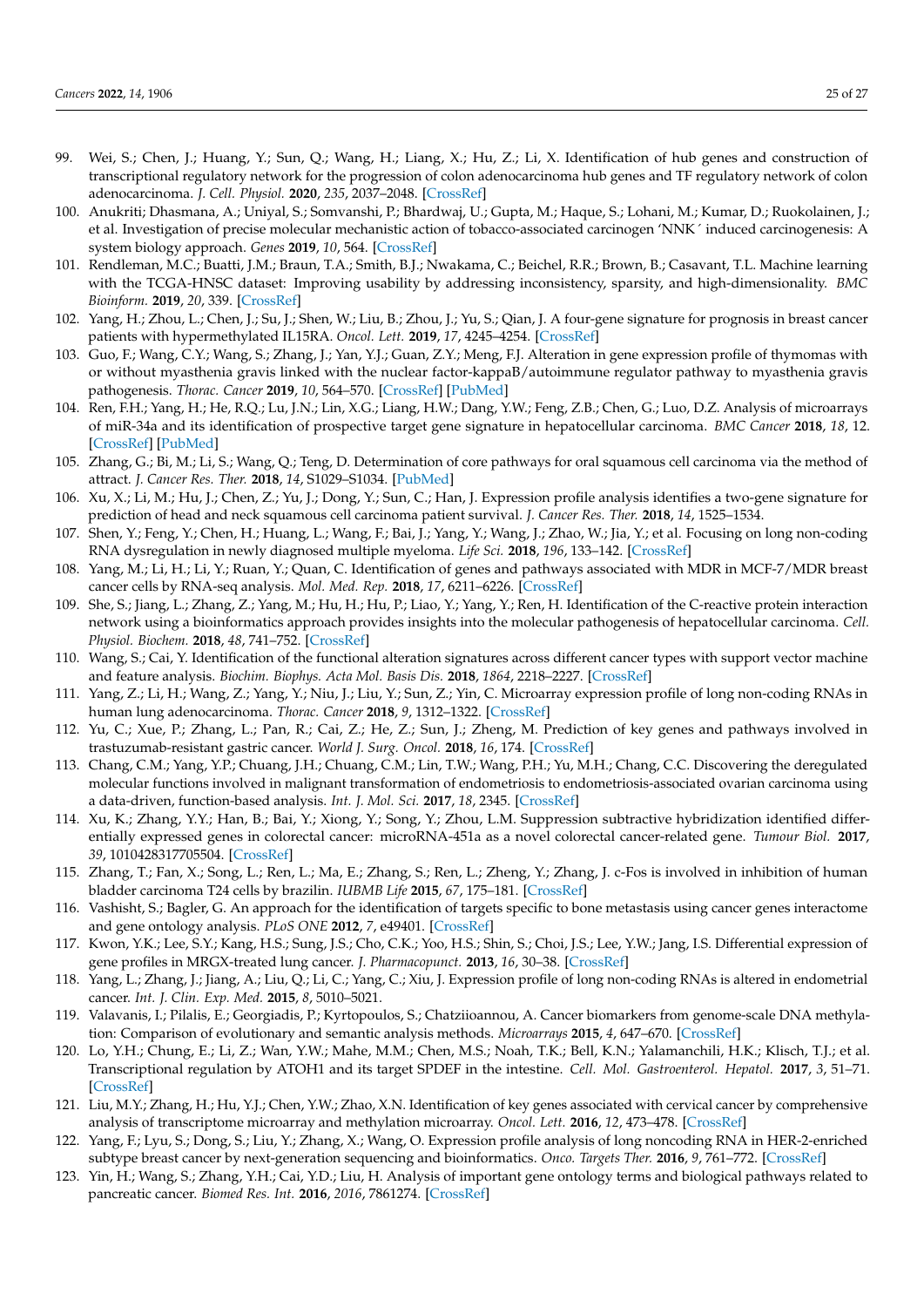99. Wei, S.; Chen, J.; Huang, Y.; Sun, Q.; Wang, H.; Liang, X.; Hu, Z.; Li, X. Identification of hub genes and construction of transcriptional regulatory network for the progression of colon adenocarcinoma hub genes and TF regulatory network of colon adenocarcinoma. *J. Cell. Physiol.* **2020**, *235*, 2037–2048. [CrossRef]
100. Anukriti; Dhasmana, A.; Uniyal, S.; Somvanshi, P.; Bhardwaj, U.; Gupta, M.; Haque, S.; Lohani, M.; Kumar, D.; Ruokolainen, J.; et al. Investigation of precise molecular mechanistic action of tobacco-associated carcinogen 'NNK´ induced carcinogenesis: A system biology approach. *Genes* **2019**, *10*, 564. [CrossRef]
101. Rendleman, M.C.; Buatti, J.M.; Braun, T.A.; Smith, B.J.; Nwakama, C.; Beichel, R.R.; Brown, B.; Casavant, T.L. Machine learning with the TCGA-HNSC dataset: Improving usability by addressing inconsistency, sparsity, and high-dimensionality. *BMC Bioinform.* **2019**, *20*, 339. [CrossRef]
102. Yang, H.; Zhou, L.; Chen, J.; Su, J.; Shen, W.; Liu, B.; Zhou, J.; Yu, S.; Qian, J. A four-gene signature for prognosis in breast cancer patients with hypermethylated IL15RA. *Oncol. Lett.* **2019**, *17*, 4245–4254. [CrossRef]
103. Guo, F.; Wang, C.Y.; Wang, S.; Zhang, J.; Yan, Y.J.; Guan, Z.Y.; Meng, F.J. Alteration in gene expression profile of thymomas with or without myasthenia gravis linked with the nuclear factor-kappaB/autoimmune regulator pathway to myasthenia gravis pathogenesis. *Thorac. Cancer* **2019**, *10*, 564–570. [CrossRef] [PubMed]
104. Ren, F.H.; Yang, H.; He, R.Q.; Lu, J.N.; Lin, X.G.; Liang, H.W.; Dang, Y.W.; Feng, Z.B.; Chen, G.; Luo, D.Z. Analysis of microarrays of miR-34a and its identification of prospective target gene signature in hepatocellular carcinoma. *BMC Cancer* **2018**, *18*, 12. [CrossRef] [PubMed]
105. Zhang, G.; Bi, M.; Li, S.; Wang, Q.; Teng, D. Determination of core pathways for oral squamous cell carcinoma via the method of attract. *J. Cancer Res. Ther.* **2018**, *14*, S1029–S1034. [PubMed]
106. Xu, X.; Li, M.; Hu, J.; Chen, Z.; Yu, J.; Dong, Y.; Sun, C.; Han, J. Expression profile analysis identifies a two-gene signature for prediction of head and neck squamous cell carcinoma patient survival. *J. Cancer Res. Ther.* **2018**, *14*, 1525–1534.
107. Shen, Y.; Feng, Y.; Chen, H.; Huang, L.; Wang, F.; Bai, J.; Yang, Y.; Wang, J.; Zhao, W.; Jia, Y.; et al. Focusing on long non-coding RNA dysregulation in newly diagnosed multiple myeloma. *Life Sci.* **2018**, *196*, 133–142. [CrossRef]
108. Yang, M.; Li, H.; Li, Y.; Ruan, Y.; Quan, C. Identification of genes and pathways associated with MDR in MCF-7/MDR breast cancer cells by RNA-seq analysis. *Mol. Med. Rep.* **2018**, *17*, 6211–6226. [CrossRef]
109. She, S.; Jiang, L.; Zhang, Z.; Yang, M.; Hu, H.; Hu, P.; Liao, Y.; Yang, Y.; Ren, H. Identification of the C-reactive protein interaction network using a bioinformatics approach provides insights into the molecular pathogenesis of hepatocellular carcinoma. *Cell. Physiol. Biochem.* **2018**, *48*, 741–752. [CrossRef]
110. Wang, S.; Cai, Y. Identification of the functional alteration signatures across different cancer types with support vector machine and feature analysis. *Biochim. Biophys. Acta Mol. Basis Dis.* **2018**, *1864*, 2218–2227. [CrossRef]
111. Yang, Z.; Li, H.; Wang, Z.; Yang, Y.; Niu, J.; Liu, Y.; Sun, Z.; Yin, C. Microarray expression profile of long non-coding RNAs in human lung adenocarcinoma. *Thorac. Cancer* **2018**, *9*, 1312–1322. [CrossRef]
112. Yu, C.; Xue, P.; Zhang, L.; Pan, R.; Cai, Z.; He, Z.; Sun, J.; Zheng, M. Prediction of key genes and pathways involved in trastuzumab-resistant gastric cancer. *World J. Surg. Oncol.* **2018**, *16*, 174. [CrossRef]
113. Chang, C.M.; Yang, Y.P.; Chuang, J.H.; Chuang, C.M.; Lin, T.W.; Wang, P.H.; Yu, M.H.; Chang, C.C. Discovering the deregulated molecular functions involved in malignant transformation of endometriosis to endometriosis-associated ovarian carcinoma using a data-driven, function-based analysis. *Int. J. Mol. Sci.* **2017**, *18*, 2345. [CrossRef]
114. Xu, K.; Zhang, Y.Y.; Han, B.; Bai, Y.; Xiong, Y.; Song, Y.; Zhou, L.M. Suppression subtractive hybridization identified differentially expressed genes in colorectal cancer: microRNA-451a as a novel colorectal cancer-related gene. *Tumour Biol.* **2017**, *39*, 1010428317705504. [CrossRef]
115. Zhang, T.; Fan, X.; Song, L.; Ren, L.; Ma, E.; Zhang, S.; Ren, L.; Zheng, Y.; Zhang, J. c-Fos is involved in inhibition of human bladder carcinoma T24 cells by brazilin. *IUBMB Life* **2015**, *67*, 175–181. [CrossRef]
116. Vashisht, S.; Bagler, G. An approach for the identification of targets specific to bone metastasis using cancer genes interactome and gene ontology analysis. *PLoS ONE* **2012**, *7*, e49401. [CrossRef]
117. Kwon, Y.K.; Lee, S.Y.; Kang, H.S.; Sung, J.S.; Cho, C.K.; Yoo, H.S.; Shin, S.; Choi, J.S.; Lee, Y.W.; Jang, I.S. Differential expression of gene profiles in MRGX-treated lung cancer. *J. Pharmacopunct.* **2013**, *16*, 30–38. [CrossRef]
118. Yang, L.; Zhang, J.; Jiang, A.; Liu, Q.; Li, C.; Yang, C.; Xiu, J. Expression profile of long non-coding RNAs is altered in endometrial cancer. *Int. J. Clin. Exp. Med.* **2015**, *8*, 5010–5021.
119. Valavanis, I.; Pilalis, E.; Georgiadis, P.; Kyrtopoulos, S.; Chatziioannou, A. Cancer biomarkers from genome-scale DNA methylation: Comparison of evolutionary and semantic analysis methods. *Microarrays* **2015**, *4*, 647–670. [CrossRef]
120. Lo, Y.H.; Chung, E.; Li, Z.; Wan, Y.W.; Mahe, M.M.; Chen, M.S.; Noah, T.K.; Bell, K.N.; Yalamanchili, H.K.; Klisch, T.J.; et al. Transcriptional regulation by ATOH1 and its target SPDEF in the intestine. *Cell. Mol. Gastroenterol. Hepatol.* **2017**, *3*, 51–71. [CrossRef]
121. Liu, M.Y.; Zhang, H.; Hu, Y.J.; Chen, Y.W.; Zhao, X.N. Identification of key genes associated with cervical cancer by comprehensive analysis of transcriptome microarray and methylation microarray. *Oncol. Lett.* **2016**, *12*, 473–478. [CrossRef]
122. Yang, F.; Lyu, S.; Dong, S.; Liu, Y.; Zhang, X.; Wang, O. Expression profile analysis of long noncoding RNA in HER-2-enriched subtype breast cancer by next-generation sequencing and bioinformatics. *Onco. Targets Ther.* **2016**, *9*, 761–772. [CrossRef]
123. Yin, H.; Wang, S.; Zhang, Y.H.; Cai, Y.D.; Liu, H. Analysis of important gene ontology terms and biological pathways related to pancreatic cancer. *Biomed Res. Int.* **2016**, *2016*, 7861274. [CrossRef]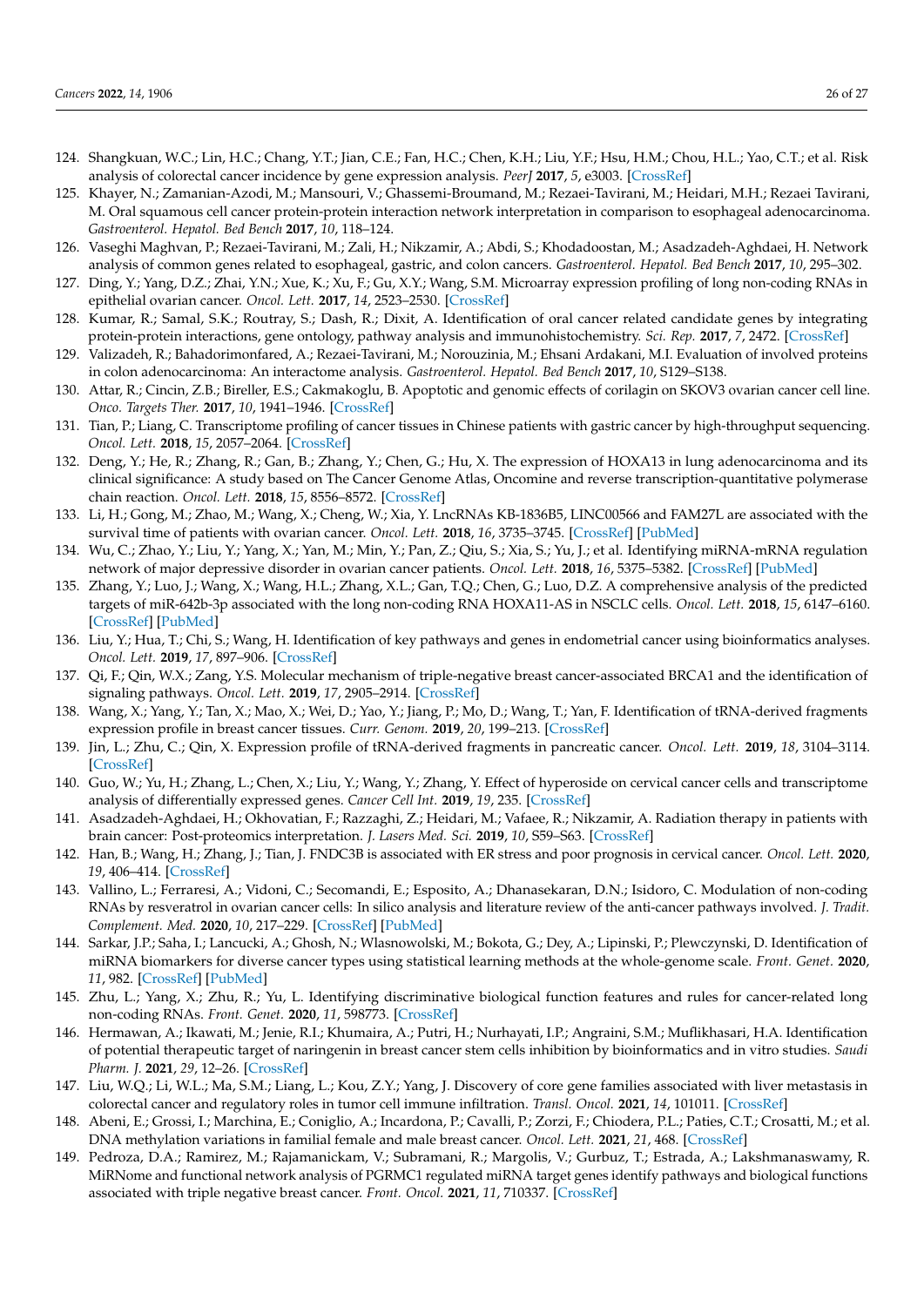124. Shangkuan, W.C.; Lin, H.C.; Chang, Y.T.; Jian, C.E.; Fan, H.C.; Chen, K.H.; Liu, Y.F.; Hsu, H.M.; Chou, H.L.; Yao, C.T.; et al. Risk analysis of colorectal cancer incidence by gene expression analysis. *PeerJ* **2017**, *5*, e3003. [CrossRef]
125. Khayer, N.; Zamanian-Azodi, M.; Mansouri, V.; Ghassemi-Broumand, M.; Rezaei-Tavirani, M.; Heidari, M.H.; Rezaei Tavirani, M. Oral squamous cell cancer protein-protein interaction network interpretation in comparison to esophageal adenocarcinoma. *Gastroenterol. Hepatol. Bed Bench* **2017**, *10*, 118–124.
126. Vaseghi Maghvan, P.; Rezaei-Tavirani, M.; Zali, H.; Nikzamir, A.; Abdi, S.; Khodadoostan, M.; Asadzadeh-Aghdaei, H. Network analysis of common genes related to esophageal, gastric, and colon cancers. *Gastroenterol. Hepatol. Bed Bench* **2017**, *10*, 295–302.
127. Ding, Y.; Yang, D.Z.; Zhai, Y.N.; Xue, K.; Xu, F.; Gu, X.Y.; Wang, S.M. Microarray expression profiling of long non-coding RNAs in epithelial ovarian cancer. *Oncol. Lett.* **2017**, *14*, 2523–2530. [CrossRef]
128. Kumar, R.; Samal, S.K.; Routray, S.; Dash, R.; Dixit, A. Identification of oral cancer related candidate genes by integrating protein-protein interactions, gene ontology, pathway analysis and immunohistochemistry. *Sci. Rep.* **2017**, *7*, 2472. [CrossRef]
129. Valizadeh, R.; Bahadorimonfared, A.; Rezaei-Tavirani, M.; Norouzinia, M.; Ehsani Ardakani, M.I. Evaluation of involved proteins in colon adenocarcinoma: An interactome analysis. *Gastroenterol. Hepatol. Bed Bench* **2017**, *10*, S129–S138.
130. Attar, R.; Cincin, Z.B.; Bireller, E.S.; Cakmakoglu, B. Apoptotic and genomic effects of corilagin on SKOV3 ovarian cancer cell line. *Onco. Targets Ther.* **2017**, *10*, 1941–1946. [CrossRef]
131. Tian, P.; Liang, C. Transcriptome profiling of cancer tissues in Chinese patients with gastric cancer by high-throughput sequencing. *Oncol. Lett.* **2018**, *15*, 2057–2064. [CrossRef]
132. Deng, Y.; He, R.; Zhang, R.; Gan, B.; Zhang, Y.; Chen, G.; Hu, X. The expression of HOXA13 in lung adenocarcinoma and its clinical significance: A study based on The Cancer Genome Atlas, Oncomine and reverse transcription-quantitative polymerase chain reaction. *Oncol. Lett.* **2018**, *15*, 8556–8572. [CrossRef]
133. Li, H.; Gong, M.; Zhao, M.; Wang, X.; Cheng, W.; Xia, Y. LncRNAs KB-1836B5, LINC00566 and FAM27L are associated with the survival time of patients with ovarian cancer. *Oncol. Lett.* **2018**, *16*, 3735–3745. [CrossRef] [PubMed]
134. Wu, C.; Zhao, Y.; Liu, Y.; Yang, X.; Yan, M.; Min, Y.; Pan, Z.; Qiu, S.; Xia, S.; Yu, J.; et al. Identifying miRNA-mRNA regulation network of major depressive disorder in ovarian cancer patients. *Oncol. Lett.* **2018**, *16*, 5375–5382. [CrossRef] [PubMed]
135. Zhang, Y.; Luo, J.; Wang, X.; Wang, H.L.; Zhang, X.L.; Gan, T.Q.; Chen, G.; Luo, D.Z. A comprehensive analysis of the predicted targets of miR-642b-3p associated with the long non-coding RNA HOXA11-AS in NSCLC cells. *Oncol. Lett.* **2018**, *15*, 6147–6160. [CrossRef] [PubMed]
136. Liu, Y.; Hua, T.; Chi, S.; Wang, H. Identification of key pathways and genes in endometrial cancer using bioinformatics analyses. *Oncol. Lett.* **2019**, *17*, 897–906. [CrossRef]
137. Qi, F.; Qin, W.X.; Zang, Y.S. Molecular mechanism of triple-negative breast cancer-associated BRCA1 and the identification of signaling pathways. *Oncol. Lett.* **2019**, *17*, 2905–2914. [CrossRef]
138. Wang, X.; Yang, Y.; Tan, X.; Mao, X.; Wei, D.; Yao, Y.; Jiang, P.; Mo, D.; Wang, T.; Yan, F. Identification of tRNA-derived fragments expression profile in breast cancer tissues. *Curr. Genom.* **2019**, *20*, 199–213. [CrossRef]
139. Jin, L.; Zhu, C.; Qin, X. Expression profile of tRNA-derived fragments in pancreatic cancer. *Oncol. Lett.* **2019**, *18*, 3104–3114. [CrossRef]
140. Guo, W.; Yu, H.; Zhang, L.; Chen, X.; Liu, Y.; Wang, Y.; Zhang, Y. Effect of hyperoside on cervical cancer cells and transcriptome analysis of differentially expressed genes. *Cancer Cell Int.* **2019**, *19*, 235. [CrossRef]
141. Asadzadeh-Aghdaei, H.; Okhovatian, F.; Razzaghi, Z.; Heidari, M.; Vafaee, R.; Nikzamir, A. Radiation therapy in patients with brain cancer: Post-proteomics interpretation. *J. Lasers Med. Sci.* **2019**, *10*, S59–S63. [CrossRef]
142. Han, B.; Wang, H.; Zhang, J.; Tian, J. FNDC3B is associated with ER stress and poor prognosis in cervical cancer. *Oncol. Lett.* **2020**, *19*, 406–414. [CrossRef]
143. Vallino, L.; Ferraresi, A.; Vidoni, C.; Secomandi, E.; Esposito, A.; Dhanasekaran, D.N.; Isidoro, C. Modulation of non-coding RNAs by resveratrol in ovarian cancer cells: In silico analysis and literature review of the anti-cancer pathways involved. *J. Tradit. Complement. Med.* **2020**, *10*, 217–229. [CrossRef] [PubMed]
144. Sarkar, J.P.; Saha, I.; Lancucki, A.; Ghosh, N.; Wlasnowolski, M.; Bokota, G.; Dey, A.; Lipinski, P.; Plewczynski, D. Identification of miRNA biomarkers for diverse cancer types using statistical learning methods at the whole-genome scale. *Front. Genet.* **2020**, *11*, 982. [CrossRef] [PubMed]
145. Zhu, L.; Yang, X.; Zhu, R.; Yu, L. Identifying discriminative biological function features and rules for cancer-related long non-coding RNAs. *Front. Genet.* **2020**, *11*, 598773. [CrossRef]
146. Hermawan, A.; Ikawati, M.; Jenie, R.I.; Khumaira, A.; Putri, H.; Nurhayati, I.P.; Angraini, S.M.; Muflikhasari, H.A. Identification of potential therapeutic target of naringenin in breast cancer stem cells inhibition by bioinformatics and in vitro studies. *Saudi Pharm. J.* **2021**, *29*, 12–26. [CrossRef]
147. Liu, W.Q.; Li, W.L.; Ma, S.M.; Liang, L.; Kou, Z.Y.; Yang, J. Discovery of core gene families associated with liver metastasis in colorectal cancer and regulatory roles in tumor cell immune infiltration. *Transl. Oncol.* **2021**, *14*, 101011. [CrossRef]
148. Abeni, E.; Grossi, I.; Marchina, E.; Coniglio, A.; Incardona, P.; Cavalli, P.; Zorzi, F.; Chiodera, P.L.; Paties, C.T.; Crosatti, M.; et al. DNA methylation variations in familial female and male breast cancer. *Oncol. Lett.* **2021**, *21*, 468. [CrossRef]
149. Pedroza, D.A.; Ramirez, M.; Rajamanickam, V.; Subramani, R.; Margolis, V.; Gurbuz, T.; Estrada, A.; Lakshmanaswamy, R. MiRNome and functional network analysis of PGRMC1 regulated miRNA target genes identify pathways and biological functions associated with triple negative breast cancer. *Front. Oncol.* **2021**, *11*, 710337. [CrossRef]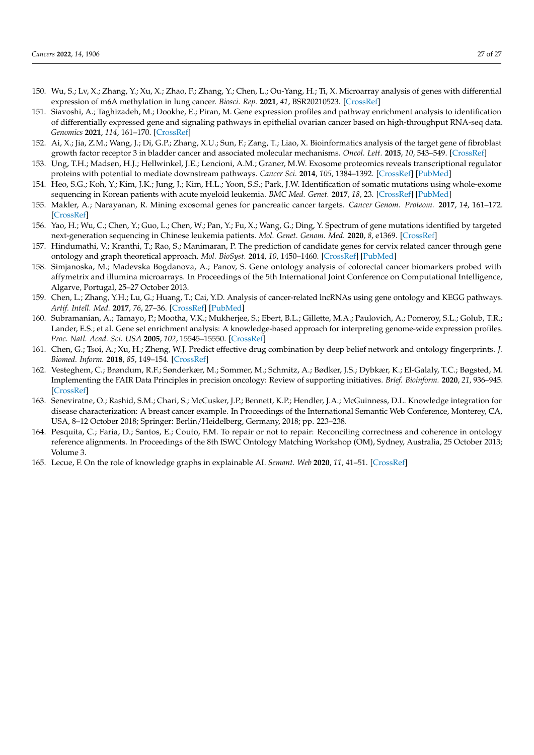150. Wu, S.; Lv, X.; Zhang, Y.; Xu, X.; Zhao, F.; Zhang, Y.; Chen, L.; Ou-Yang, H.; Ti, X. Microarray analysis of genes with differential expression of m6A methylation in lung cancer. *Biosci. Rep.* **2021**, *41*, BSR20210523. [CrossRef]
151. Siavoshi, A.; Taghizadeh, M.; Dookhe, E.; Piran, M. Gene expression profiles and pathway enrichment analysis to identification of differentially expressed gene and signaling pathways in epithelial ovarian cancer based on high-throughput RNA-seq data. *Genomics* **2021**, *114*, 161–170. [CrossRef]
152. Ai, X.; Jia, Z.M.; Wang, J.; Di, G.P.; Zhang, X.U.; Sun, F.; Zang, T.; Liao, X. Bioinformatics analysis of the target gene of fibroblast growth factor receptor 3 in bladder cancer and associated molecular mechanisms. *Oncol. Lett.* **2015**, *10*, 543–549. [CrossRef]
153. Ung, T.H.; Madsen, H.J.; Hellwinkel, J.E.; Lencioni, A.M.; Graner, M.W. Exosome proteomics reveals transcriptional regulator proteins with potential to mediate downstream pathways. *Cancer Sci.* **2014**, *105*, 1384–1392. [CrossRef] [PubMed]
154. Heo, S.G.; Koh, Y.; Kim, J.K.; Jung, J.; Kim, H.L.; Yoon, S.S.; Park, J.W. Identification of somatic mutations using whole-exome sequencing in Korean patients with acute myeloid leukemia. *BMC Med. Genet.* **2017**, *18*, 23. [CrossRef] [PubMed]
155. Makler, A.; Narayanan, R. Mining exosomal genes for pancreatic cancer targets. *Cancer Genom. Proteom.* **2017**, *14*, 161–172. [CrossRef]
156. Yao, H.; Wu, C.; Chen, Y.; Guo, L.; Chen, W.; Pan, Y.; Fu, X.; Wang, G.; Ding, Y. Spectrum of gene mutations identified by targeted next-generation sequencing in Chinese leukemia patients. *Mol. Genet. Genom. Med.* **2020**, *8*, e1369. [CrossRef]
157. Hindumathi, V.; Kranthi, T.; Rao, S.; Manimaran, P. The prediction of candidate genes for cervix related cancer through gene ontology and graph theoretical approach. *Mol. BioSyst.* **2014**, *10*, 1450–1460. [CrossRef] [PubMed]
158. Simjanoska, M.; Madevska Bogdanova, A.; Panov, S. Gene ontology analysis of colorectal cancer biomarkers probed with affymetrix and illumina microarrays. In Proceedings of the 5th International Joint Conference on Computational Intelligence, Algarve, Portugal, 25–27 October 2013.
159. Chen, L.; Zhang, Y.H.; Lu, G.; Huang, T.; Cai, Y.D. Analysis of cancer-related lncRNAs using gene ontology and KEGG pathways. *Artif. Intell. Med.* **2017**, *76*, 27–36. [CrossRef] [PubMed]
160. Subramanian, A.; Tamayo, P.; Mootha, V.K.; Mukherjee, S.; Ebert, B.L.; Gillette, M.A.; Paulovich, A.; Pomeroy, S.L.; Golub, T.R.; Lander, E.S.; et al. Gene set enrichment analysis: A knowledge-based approach for interpreting genome-wide expression profiles. *Proc. Natl. Acad. Sci. USA* **2005**, *102*, 15545–15550. [CrossRef]
161. Chen, G.; Tsoi, A.; Xu, H.; Zheng, W.J. Predict effective drug combination by deep belief network and ontology fingerprints. *J. Biomed. Inform.* **2018**, *85*, 149–154. [CrossRef]
162. Vesteghem, C.; Brøndum, R.F.; Sønderkær, M.; Sommer, M.; Schmitz, A.; Bødker, J.S.; Dybkær, K.; El-Galaly, T.C.; Bøgsted, M. Implementing the FAIR Data Principles in precision oncology: Review of supporting initiatives. *Brief. Bioinform.* **2020**, *21*, 936–945. [CrossRef]
163. Seneviratne, O.; Rashid, S.M.; Chari, S.; McCusker, J.P.; Bennett, K.P.; Hendler, J.A.; McGuinness, D.L. Knowledge integration for disease characterization: A breast cancer example. In Proceedings of the International Semantic Web Conference, Monterey, CA, USA, 8–12 October 2018; Springer: Berlin/Heidelberg, Germany, 2018; pp. 223–238.
164. Pesquita, C.; Faria, D.; Santos, E.; Couto, F.M. To repair or not to repair: Reconciling correctness and coherence in ontology reference alignments. In Proceedings of the 8th ISWC Ontology Matching Workshop (OM), Sydney, Australia, 25 October 2013; Volume 3.
165. Lecue, F. On the role of knowledge graphs in explainable AI. *Semant. Web* **2020**, *11*, 41–51. [CrossRef]